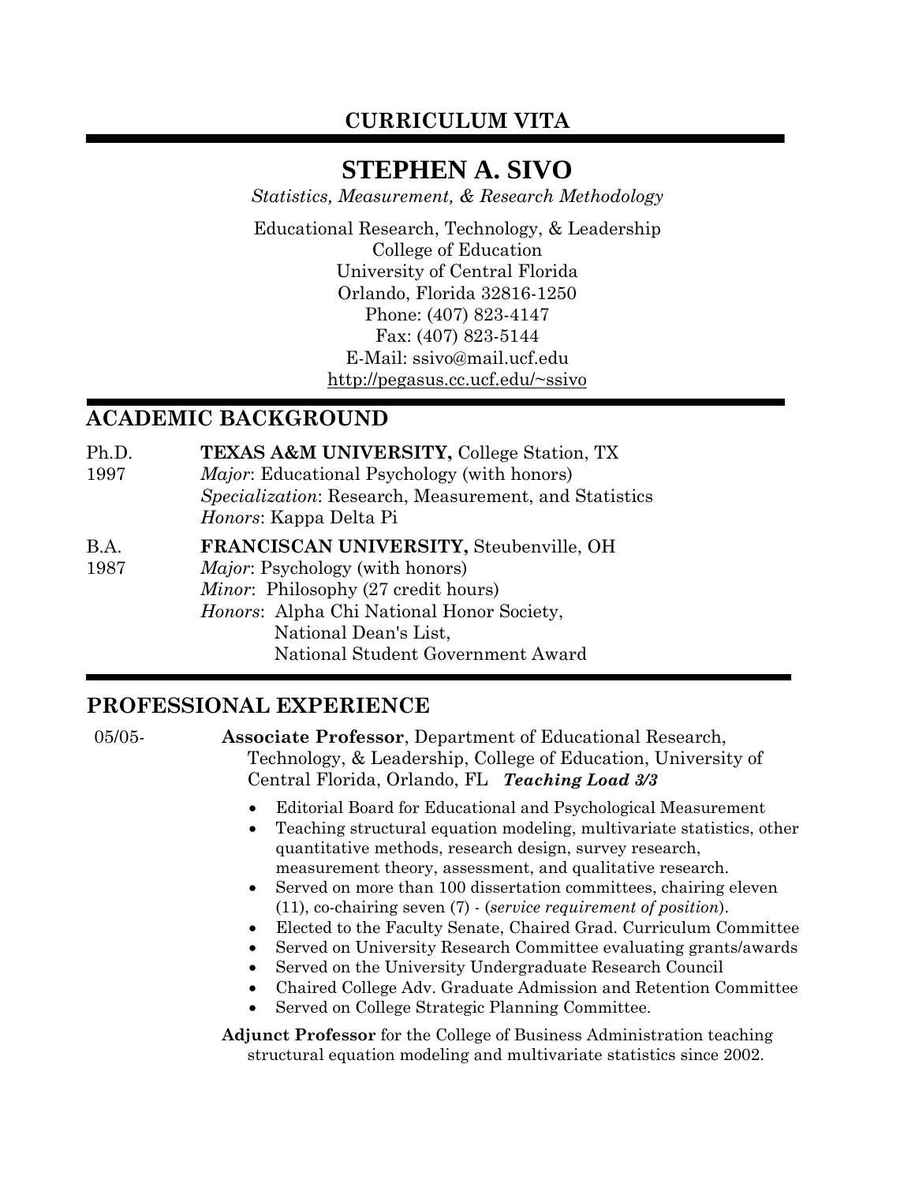**CURRICULUM VITA**

# STEPHEN A. SIVO

*Statistics, Measurement, & Research Methodology*

Educational Research, Technology, & Leadership
College of Education
University of Central Florida
Orlando, Florida 32816-1250
Phone: (407) 823-4147
Fax: (407) 823-5144
E-Mail: ssivo@mail.ucf.edu
http://pegasus.cc.ucf.edu/~ssivo

## ACADEMIC BACKGROUND

Ph.D. 1997 — **TEXAS A&M UNIVERSITY,** College Station, TX
*Major*: Educational Psychology (with honors)
*Specialization*: Research, Measurement, and Statistics
*Honors*: Kappa Delta Pi

B.A. 1987 — **FRANCISCAN UNIVERSITY,** Steubenville, OH
*Major*: Psychology (with honors)
*Minor*: Philosophy (27 credit hours)
*Honors*: Alpha Chi National Honor Society,
National Dean's List,
National Student Government Award

## PROFESSIONAL EXPERIENCE

05/05- **Associate Professor**, Department of Educational Research, Technology, & Leadership, College of Education, University of Central Florida, Orlando, FL ***Teaching Load 3/3***

- Editorial Board for Educational and Psychological Measurement
- Teaching structural equation modeling, multivariate statistics, other quantitative methods, research design, survey research, measurement theory, assessment, and qualitative research.
- Served on more than 100 dissertation committees, chairing eleven (11), co-chairing seven (7) - (*service requirement of position*).
- Elected to the Faculty Senate, Chaired Grad. Curriculum Committee
- Served on University Research Committee evaluating grants/awards
- Served on the University Undergraduate Research Council
- Chaired College Adv. Graduate Admission and Retention Committee
- Served on College Strategic Planning Committee.

**Adjunct Professor** for the College of Business Administration teaching structural equation modeling and multivariate statistics since 2002.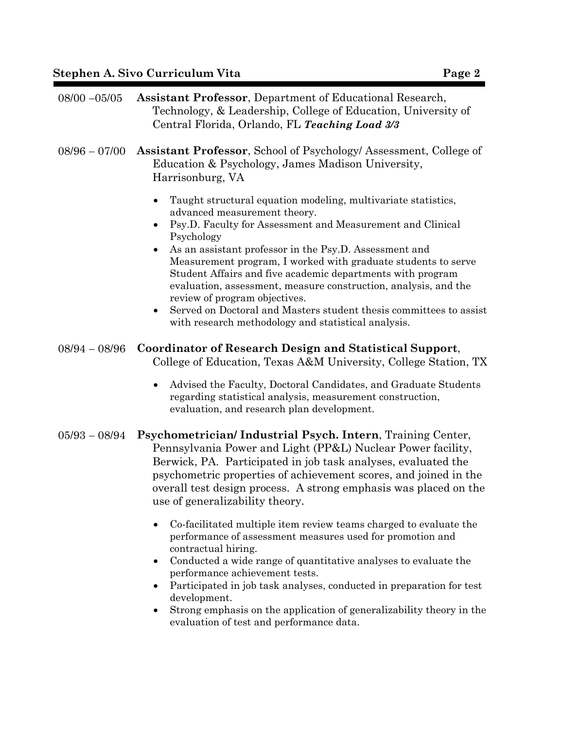08/00 –05/05 **Assistant Professor**, Department of Educational Research, Technology, & Leadership, College of Education, University of Central Florida, Orlando, FL ***Teaching Load 3/3***

08/96 – 07/00 **Assistant Professor**, School of Psychology/ Assessment, College of Education & Psychology, James Madison University, Harrisonburg, VA

- Taught structural equation modeling, multivariate statistics, advanced measurement theory.
- Psy.D. Faculty for Assessment and Measurement and Clinical Psychology
- As an assistant professor in the Psy.D. Assessment and Measurement program, I worked with graduate students to serve Student Affairs and five academic departments with program evaluation, assessment, measure construction, analysis, and the review of program objectives.
- Served on Doctoral and Masters student thesis committees to assist with research methodology and statistical analysis.

08/94 – 08/96 **Coordinator of Research Design and Statistical Support**, College of Education, Texas A&M University, College Station, TX

- Advised the Faculty, Doctoral Candidates, and Graduate Students regarding statistical analysis, measurement construction, evaluation, and research plan development.

05/93 – 08/94 **Psychometrician/ Industrial Psych. Intern**, Training Center, Pennsylvania Power and Light (PP&L) Nuclear Power facility, Berwick, PA. Participated in job task analyses, evaluated the psychometric properties of achievement scores, and joined in the overall test design process. A strong emphasis was placed on the use of generalizability theory.

- Co-facilitated multiple item review teams charged to evaluate the performance of assessment measures used for promotion and contractual hiring.
- Conducted a wide range of quantitative analyses to evaluate the performance achievement tests.
- Participated in job task analyses, conducted in preparation for test development.
- Strong emphasis on the application of generalizability theory in the evaluation of test and performance data.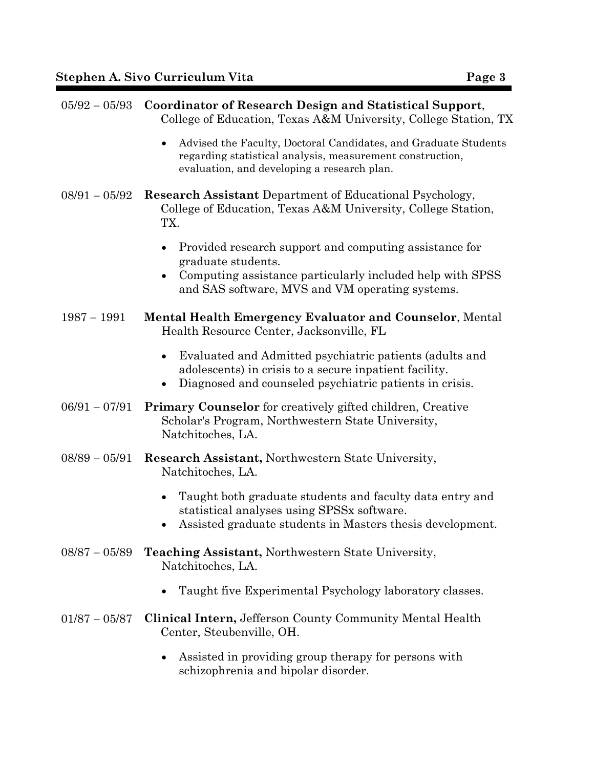05/92 – 05/93 **Coordinator of Research Design and Statistical Support**, College of Education, Texas A&M University, College Station, TX

- Advised the Faculty, Doctoral Candidates, and Graduate Students regarding statistical analysis, measurement construction, evaluation, and developing a research plan.

08/91 – 05/92 **Research Assistant** Department of Educational Psychology, College of Education, Texas A&M University, College Station, TX.

- Provided research support and computing assistance for graduate students.
- Computing assistance particularly included help with SPSS and SAS software, MVS and VM operating systems.

1987 – 1991 **Mental Health Emergency Evaluator and Counselor**, Mental Health Resource Center, Jacksonville, FL

- Evaluated and Admitted psychiatric patients (adults and adolescents) in crisis to a secure inpatient facility.
- Diagnosed and counseled psychiatric patients in crisis.

06/91 – 07/91 **Primary Counselor** for creatively gifted children, Creative Scholar's Program, Northwestern State University, Natchitoches, LA.

08/89 – 05/91 **Research Assistant,** Northwestern State University, Natchitoches, LA.

- Taught both graduate students and faculty data entry and statistical analyses using SPSSx software.
- Assisted graduate students in Masters thesis development.

08/87 – 05/89 **Teaching Assistant,** Northwestern State University, Natchitoches, LA.

- Taught five Experimental Psychology laboratory classes.

01/87 – 05/87 **Clinical Intern,** Jefferson County Community Mental Health Center, Steubenville, OH.

- Assisted in providing group therapy for persons with schizophrenia and bipolar disorder.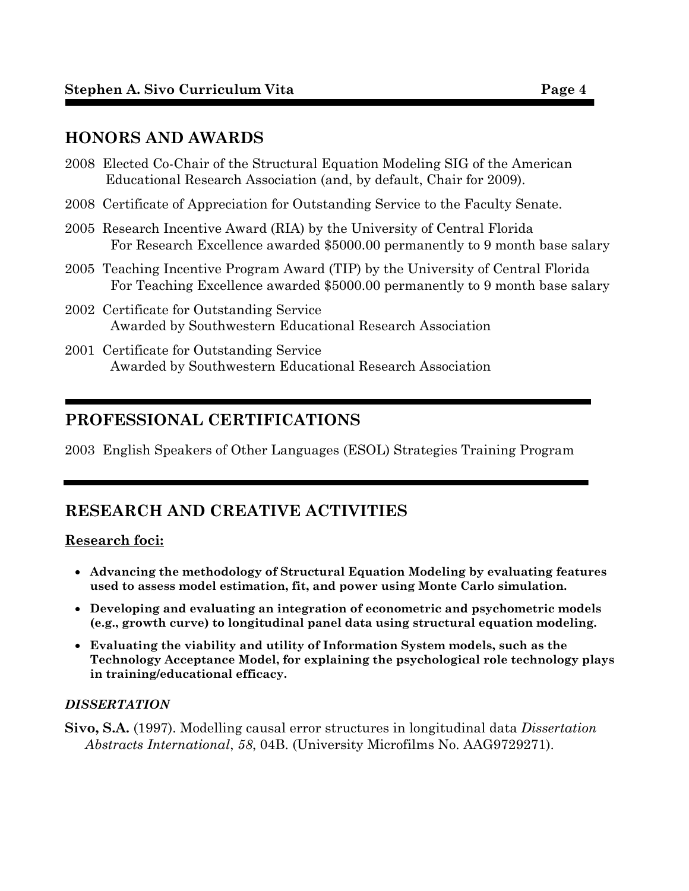## HONORS AND AWARDS

2008 Elected Co-Chair of the Structural Equation Modeling SIG of the American Educational Research Association (and, by default, Chair for 2009).

2008 Certificate of Appreciation for Outstanding Service to the Faculty Senate.

2005 Research Incentive Award (RIA) by the University of Central Florida
For Research Excellence awarded $5000.00 permanently to 9 month base salary

2005 Teaching Incentive Program Award (TIP) by the University of Central Florida
For Teaching Excellence awarded $5000.00 permanently to 9 month base salary

2002 Certificate for Outstanding Service
Awarded by Southwestern Educational Research Association

2001 Certificate for Outstanding Service
Awarded by Southwestern Educational Research Association

## PROFESSIONAL CERTIFICATIONS

2003 English Speakers of Other Languages (ESOL) Strategies Training Program

## RESEARCH AND CREATIVE ACTIVITIES

**Research foci:**

- **Advancing the methodology of Structural Equation Modeling by evaluating features used to assess model estimation, fit, and power using Monte Carlo simulation.**
- **Developing and evaluating an integration of econometric and psychometric models (e.g., growth curve) to longitudinal panel data using structural equation modeling.**
- **Evaluating the viability and utility of Information System models, such as the Technology Acceptance Model, for explaining the psychological role technology plays in training/educational efficacy.**

***DISSERTATION***

**Sivo, S.A.** (1997). Modelling causal error structures in longitudinal data *Dissertation Abstracts International*, *58*, 04B. (University Microfilms No. AAG9729271).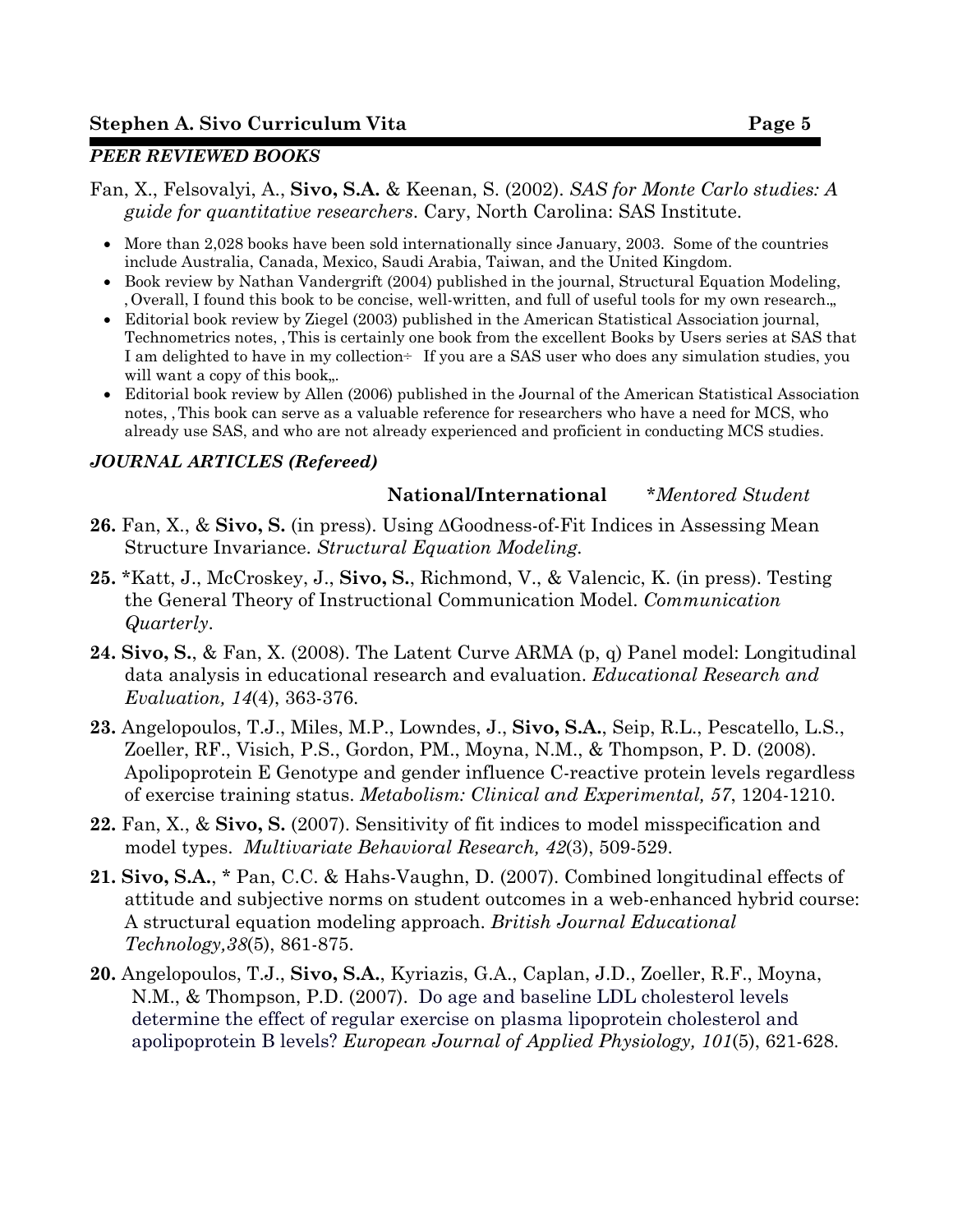### *PEER REVIEWED BOOKS*

Fan, X., Felsovalyi, A., **Sivo, S.A.** & Keenan, S. (2002). *SAS for Monte Carlo studies: A guide for quantitative researchers.* Cary, North Carolina: SAS Institute.

- More than 2,028 books have been sold internationally since January, 2003. Some of the countries include Australia, Canada, Mexico, Saudi Arabia, Taiwan, and the United Kingdom.
- Book review by Nathan Vandergrift (2004) published in the journal, Structural Equation Modeling, ‚Overall, I found this book to be concise, well-written, and full of useful tools for my own research.„
- Editorial book review by Ziegel (2003) published in the American Statistical Association journal, Technometrics notes, ‚This is certainly one book from the excellent Books by Users series at SAS that I am delighted to have in my collection÷ If you are a SAS user who does any simulation studies, you will want a copy of this book„.
- Editorial book review by Allen (2006) published in the Journal of the American Statistical Association notes, ‚This book can serve as a valuable reference for researchers who have a need for MCS, who already use SAS, and who are not already experienced and proficient in conducting MCS studies.

### *JOURNAL ARTICLES (Refereed)*

**National/International** \**Mentored Student*

**26.** Fan, X., & **Sivo, S.** (in press). Using ΔGoodness-of-Fit Indices in Assessing Mean Structure Invariance. *Structural Equation Modeling.*

**25.** \*Katt, J., McCroskey, J., **Sivo, S.**, Richmond, V., & Valencic, K. (in press). Testing the General Theory of Instructional Communication Model. *Communication Quarterly*.

**24. Sivo, S.**, & Fan, X. (2008). The Latent Curve ARMA (p, q) Panel model: Longitudinal data analysis in educational research and evaluation. *Educational Research and Evaluation, 14*(4), 363-376.

**23.** Angelopoulos, T.J., Miles, M.P., Lowndes, J., **Sivo, S.A.**, Seip, R.L., Pescatello, L.S., Zoeller, RF., Visich, P.S., Gordon, PM., Moyna, N.M., & Thompson, P. D. (2008). Apolipoprotein E Genotype and gender influence C-reactive protein levels regardless of exercise training status. *Metabolism: Clinical and Experimental, 57*, 1204-1210.

**22.** Fan, X., & **Sivo, S.** (2007). Sensitivity of fit indices to model misspecification and model types. *Multivariate Behavioral Research, 42*(3), 509-529.

**21. Sivo, S.A.**, \* Pan, C.C. & Hahs-Vaughn, D. (2007). Combined longitudinal effects of attitude and subjective norms on student outcomes in a web-enhanced hybrid course: A structural equation modeling approach. *British Journal Educational Technology,38*(5), 861-875.

**20.** Angelopoulos, T.J., **Sivo, S.A.**, Kyriazis, G.A., Caplan, J.D., Zoeller, R.F., Moyna, N.M., & Thompson, P.D. (2007). Do age and baseline LDL cholesterol levels determine the effect of regular exercise on plasma lipoprotein cholesterol and apolipoprotein B levels? *European Journal of Applied Physiology, 101*(5), 621-628.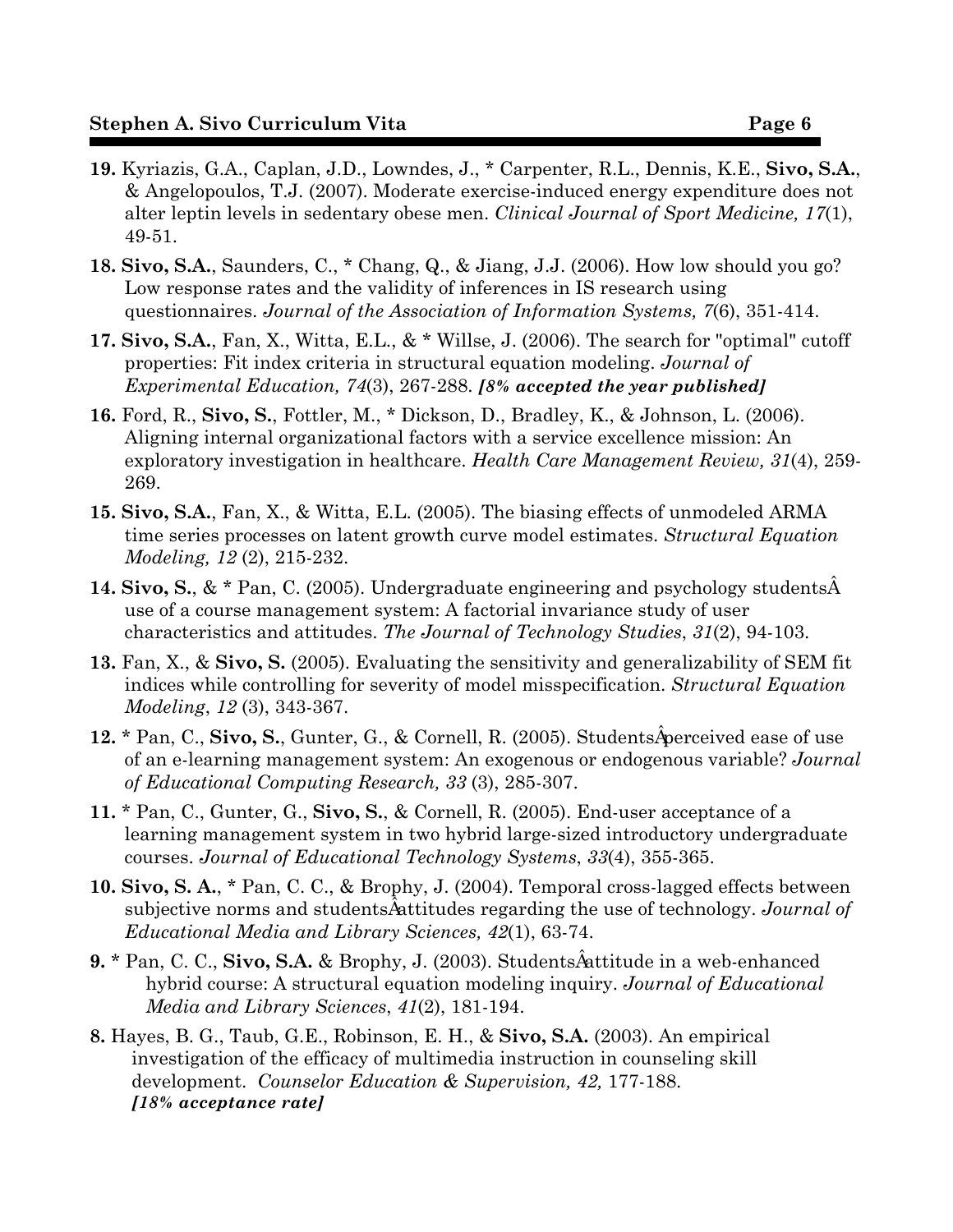**19.** Kyriazis, G.A., Caplan, J.D., Lowndes, J., * Carpenter, R.L., Dennis, K.E., **Sivo, S.A.**, & Angelopoulos, T.J. (2007). Moderate exercise-induced energy expenditure does not alter leptin levels in sedentary obese men. *Clinical Journal of Sport Medicine, 17*(1), 49-51.

**18. Sivo, S.A.**, Saunders, C., * Chang, Q., & Jiang, J.J. (2006). How low should you go? Low response rates and the validity of inferences in IS research using questionnaires. *Journal of the Association of Information Systems, 7*(6), 351-414.

**17. Sivo, S.A.**, Fan, X., Witta, E.L., & * Willse, J. (2006). The search for "optimal" cutoff properties: Fit index criteria in structural equation modeling. *Journal of Experimental Education, 74*(3), 267-288. ***[8% accepted the year published]***

**16.** Ford, R., **Sivo, S.**, Fottler, M., * Dickson, D., Bradley, K., & Johnson, L. (2006). Aligning internal organizational factors with a service excellence mission: An exploratory investigation in healthcare. *Health Care Management Review, 31*(4), 259-269.

**15. Sivo, S.A.**, Fan, X., & Witta, E.L. (2005). The biasing effects of unmodeled ARMA time series processes on latent growth curve model estimates. *Structural Equation Modeling, 12* (2), 215-232.

**14. Sivo, S.**, & * Pan, C. (2005). Undergraduate engineering and psychology studentsÂ use of a course management system: A factorial invariance study of user characteristics and attitudes. *The Journal of Technology Studies*, *31*(2), 94-103.

**13.** Fan, X., & **Sivo, S.** (2005). Evaluating the sensitivity and generalizability of SEM fit indices while controlling for severity of model misspecification. *Structural Equation Modeling*, *12* (3), 343-367.

**12.** * Pan, C., **Sivo, S.**, Gunter, G., & Cornell, R. (2005). StudentsÂ perceived ease of use of an e-learning management system: An exogenous or endogenous variable? *Journal of Educational Computing Research, 33* (3), 285-307.

**11.** * Pan, C., Gunter, G., **Sivo, S.**, & Cornell, R. (2005). End-user acceptance of a learning management system in two hybrid large-sized introductory undergraduate courses. *Journal of Educational Technology Systems*, *33*(4), 355-365.

**10. Sivo, S. A.**, * Pan, C. C., & Brophy, J. (2004). Temporal cross-lagged effects between subjective norms and studentsÂ attitudes regarding the use of technology. *Journal of Educational Media and Library Sciences, 42*(1), 63-74.

**9.** * Pan, C. C., **Sivo, S.A.** & Brophy, J. (2003). StudentsÂ attitude in a web-enhanced hybrid course: A structural equation modeling inquiry. *Journal of Educational Media and Library Sciences*, *41*(2), 181-194.

**8.** Hayes, B. G., Taub, G.E., Robinson, E. H., & **Sivo, S.A.** (2003). An empirical investigation of the efficacy of multimedia instruction in counseling skill development. *Counselor Education & Supervision, 42,* 177-188. ***[18% acceptance rate]***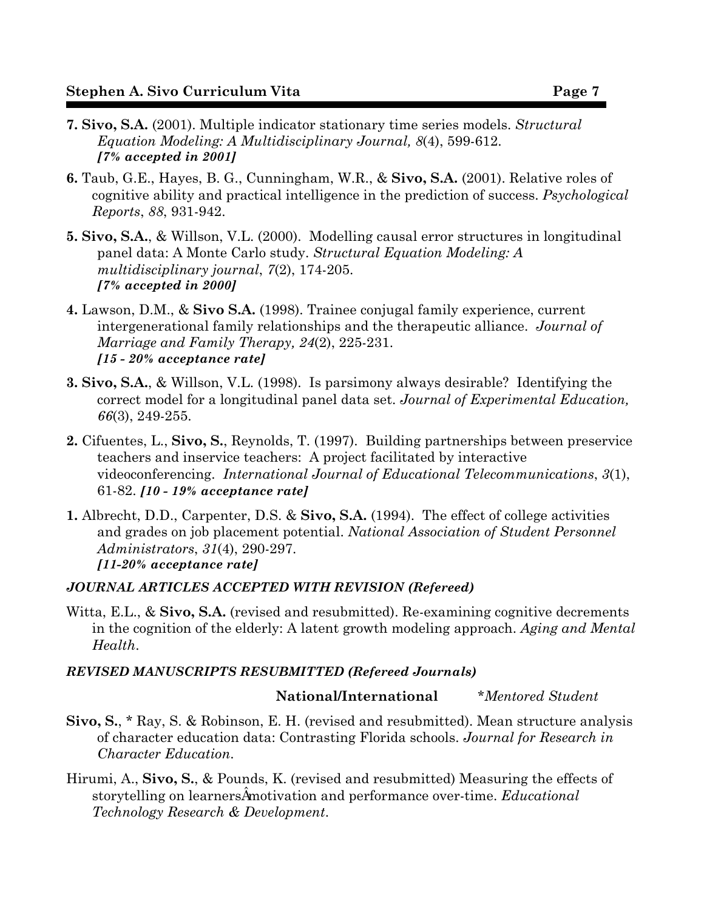**7. Sivo, S.A.** (2001). Multiple indicator stationary time series models. *Structural Equation Modeling: A Multidisciplinary Journal, 8*(4), 599-612.
***[7% accepted in 2001]***

**6.** Taub, G.E., Hayes, B. G., Cunningham, W.R., & **Sivo, S.A.** (2001). Relative roles of cognitive ability and practical intelligence in the prediction of success. *Psychological Reports*, *88*, 931-942.

**5. Sivo, S.A.**, & Willson, V.L. (2000). Modelling causal error structures in longitudinal panel data: A Monte Carlo study. *Structural Equation Modeling: A multidisciplinary journal*, *7*(2), 174-205.
***[7% accepted in 2000]***

**4.** Lawson, D.M., & **Sivo S.A.** (1998). Trainee conjugal family experience, current intergenerational family relationships and the therapeutic alliance. *Journal of Marriage and Family Therapy, 24*(2), 225-231.
***[15 - 20% acceptance rate]***

**3. Sivo, S.A.**, & Willson, V.L. (1998). Is parsimony always desirable? Identifying the correct model for a longitudinal panel data set. *Journal of Experimental Education, 66*(3), 249-255.

**2.** Cifuentes, L., **Sivo, S.**, Reynolds, T. (1997). Building partnerships between preservice teachers and inservice teachers: A project facilitated by interactive videoconferencing. *International Journal of Educational Telecommunications*, *3*(1), 61-82. ***[10 - 19% acceptance rate]***

**1.** Albrecht, D.D., Carpenter, D.S. & **Sivo, S.A.** (1994). The effect of college activities and grades on job placement potential. *National Association of Student Personnel Administrators*, *31*(4), 290-297.
***[11-20% acceptance rate]***

***JOURNAL ARTICLES ACCEPTED WITH REVISION (Refereed)***

Witta, E.L., & **Sivo, S.A.** (revised and resubmitted). Re-examining cognitive decrements in the cognition of the elderly: A latent growth modeling approach. *Aging and Mental Health*.

***REVISED MANUSCRIPTS RESUBMITTED (Refereed Journals)***

**National/International** \**Mentored Student*

**Sivo, S.**, * Ray, S. & Robinson, E. H. (revised and resubmitted). Mean structure analysis of character education data: Contrasting Florida schools. *Journal for Research in Character Education*.

Hirumi, A., **Sivo, S.**, & Pounds, K. (revised and resubmitted) Measuring the effects of storytelling on learnersÂmotivation and performance over-time. *Educational Technology Research & Development*.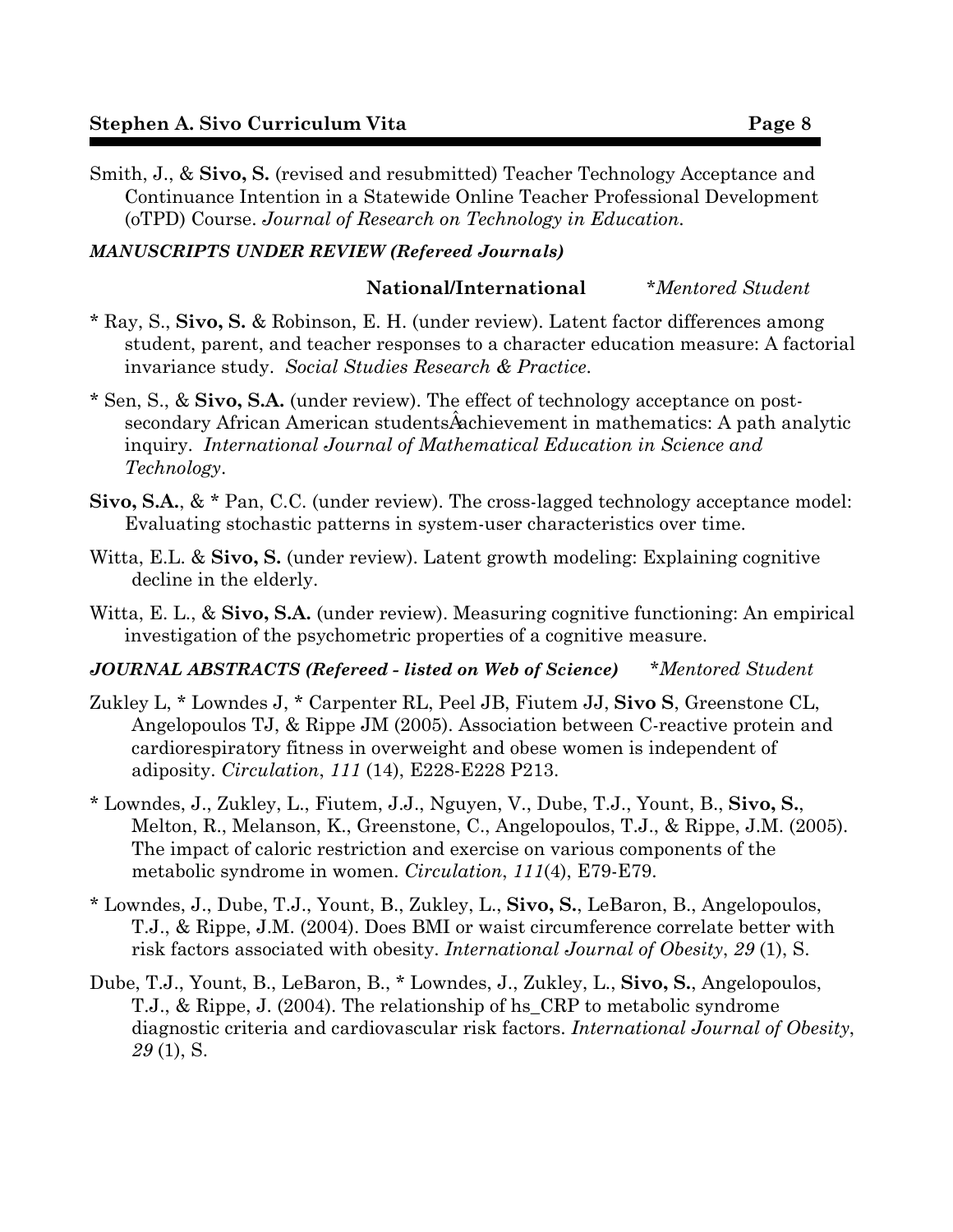Smith, J., & **Sivo, S.** (revised and resubmitted) Teacher Technology Acceptance and Continuance Intention in a Statewide Online Teacher Professional Development (oTPD) Course. *Journal of Research on Technology in Education.*

***MANUSCRIPTS UNDER REVIEW (Refereed Journals)***

**National/International** \*Mentored Student

\* Ray, S., **Sivo, S.** & Robinson, E. H. (under review). Latent factor differences among student, parent, and teacher responses to a character education measure: A factorial invariance study. *Social Studies Research & Practice.*

\* Sen, S., & **Sivo, S.A.** (under review). The effect of technology acceptance on post-secondary African American studentsÂachievement in mathematics: A path analytic inquiry. *International Journal of Mathematical Education in Science and Technology.*

**Sivo, S.A.**, & \* Pan, C.C. (under review). The cross-lagged technology acceptance model: Evaluating stochastic patterns in system-user characteristics over time.

Witta, E.L. & **Sivo, S.** (under review). Latent growth modeling: Explaining cognitive decline in the elderly.

Witta, E. L., & **Sivo, S.A.** (under review). Measuring cognitive functioning: An empirical investigation of the psychometric properties of a cognitive measure.

***JOURNAL ABSTRACTS (Refereed - listed on Web of Science)*** *\*Mentored Student*

Zukley L, \* Lowndes J, \* Carpenter RL, Peel JB, Fiutem JJ, **Sivo S**, Greenstone CL, Angelopoulos TJ, & Rippe JM (2005). Association between C-reactive protein and cardiorespiratory fitness in overweight and obese women is independent of adiposity. *Circulation*, *111* (14), E228-E228 P213.

\* Lowndes, J., Zukley, L., Fiutem, J.J., Nguyen, V., Dube, T.J., Yount, B., **Sivo, S.**, Melton, R., Melanson, K., Greenstone, C., Angelopoulos, T.J., & Rippe, J.M. (2005). The impact of caloric restriction and exercise on various components of the metabolic syndrome in women. *Circulation*, *111*(4), E79-E79.

\* Lowndes, J., Dube, T.J., Yount, B., Zukley, L., **Sivo, S.**, LeBaron, B., Angelopoulos, T.J., & Rippe, J.M. (2004). Does BMI or waist circumference correlate better with risk factors associated with obesity. *International Journal of Obesity*, *29* (1), S.

Dube, T.J., Yount, B., LeBaron, B., \* Lowndes, J., Zukley, L., **Sivo, S.**, Angelopoulos, T.J., & Rippe, J. (2004). The relationship of hs_CRP to metabolic syndrome diagnostic criteria and cardiovascular risk factors. *International Journal of Obesity*, *29* (1), S.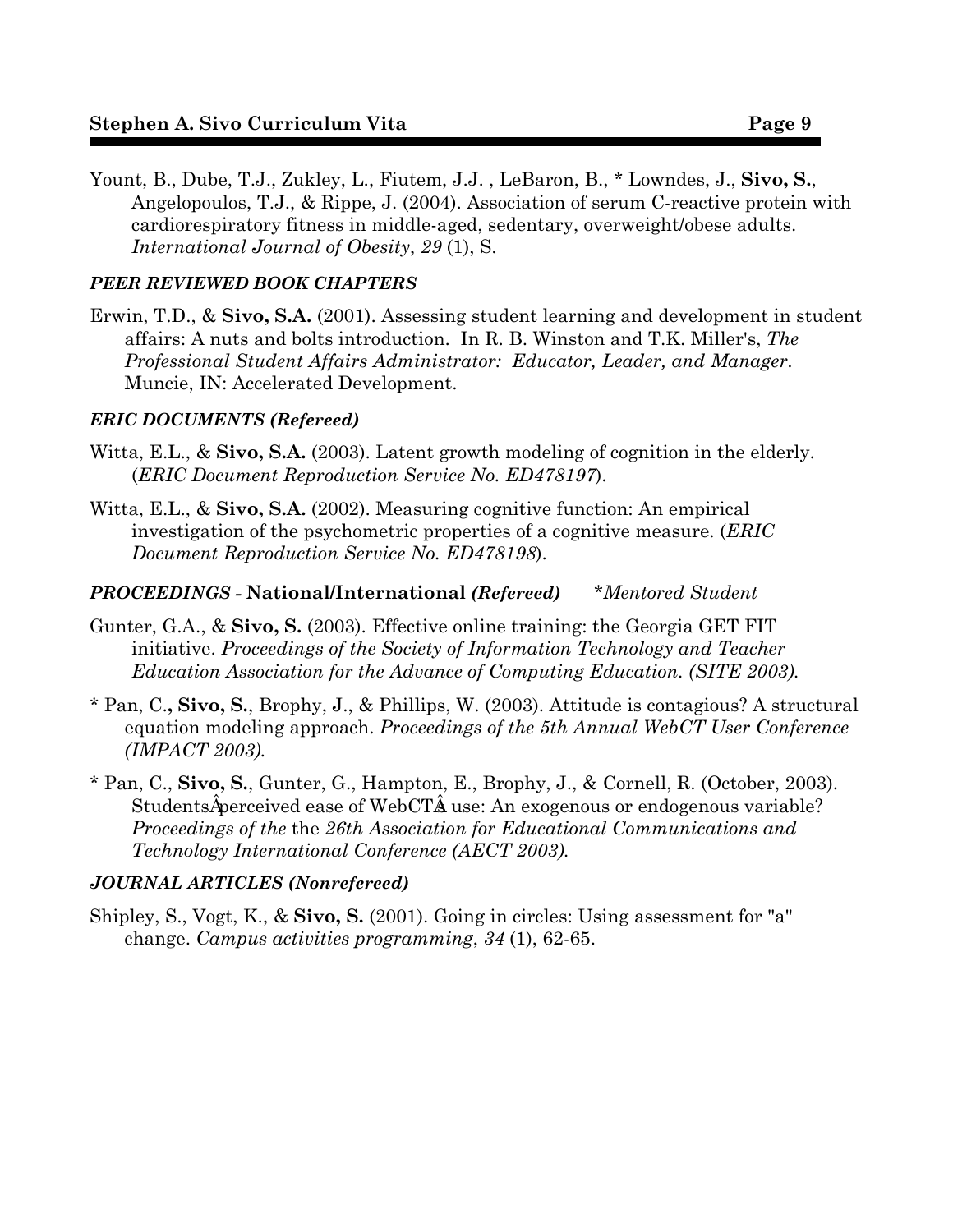Yount, B., Dube, T.J., Zukley, L., Fiutem, J.J. , LeBaron, B., * Lowndes, J., **Sivo, S.**, Angelopoulos, T.J., & Rippe, J. (2004). Association of serum C-reactive protein with cardiorespiratory fitness in middle-aged, sedentary, overweight/obese adults. *International Journal of Obesity*, *29* (1), S.

### *PEER REVIEWED BOOK CHAPTERS*

Erwin, T.D., & **Sivo, S.A.** (2001). Assessing student learning and development in student affairs: A nuts and bolts introduction. In R. B. Winston and T.K. Miller's, *The Professional Student Affairs Administrator: Educator, Leader, and Manager*. Muncie, IN: Accelerated Development.

### *ERIC DOCUMENTS (Refereed)*

Witta, E.L., & **Sivo, S.A.** (2003). Latent growth modeling of cognition in the elderly. (*ERIC Document Reproduction Service No. ED478197*).

Witta, E.L., & **Sivo, S.A.** (2002). Measuring cognitive function: An empirical investigation of the psychometric properties of a cognitive measure. (*ERIC Document Reproduction Service No. ED478198*).

### *PROCEEDINGS* - National/International *(Refereed)* *\*Mentored Student*

Gunter, G.A., & **Sivo, S.** (2003). Effective online training: the Georgia GET FIT initiative. *Proceedings of the Society of Information Technology and Teacher Education Association for the Advance of Computing Education. (SITE 2003).*

* Pan, C.**, Sivo, S.**, Brophy, J., & Phillips, W. (2003). Attitude is contagious? A structural equation modeling approach. *Proceedings of the 5th Annual WebCT User Conference (IMPACT 2003).*

* Pan, C., **Sivo, S.**, Gunter, G., Hampton, E., Brophy, J., & Cornell, R. (October, 2003). StudentsÂperceived ease of WebCTÂs use: An exogenous or endogenous variable? *Proceedings of the* the *26th Association for Educational Communications and Technology International Conference (AECT 2003).*

### *JOURNAL ARTICLES (Nonrefereed)*

Shipley, S., Vogt, K., & **Sivo, S.** (2001). Going in circles: Using assessment for "a" change. *Campus activities programming*, *34* (1), 62-65.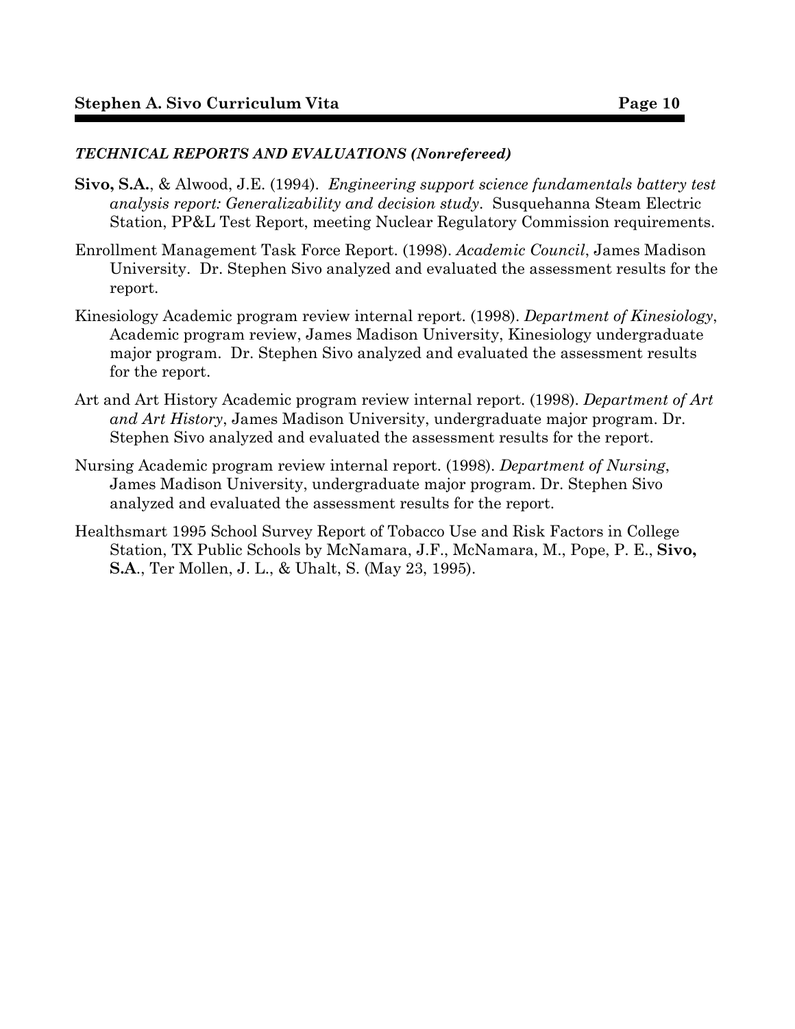### ***TECHNICAL REPORTS AND EVALUATIONS (Nonrefereed)***

**Sivo, S.A.**, & Alwood, J.E. (1994). *Engineering support science fundamentals battery test analysis report: Generalizability and decision study*. Susquehanna Steam Electric Station, PP&L Test Report, meeting Nuclear Regulatory Commission requirements.

Enrollment Management Task Force Report. (1998). *Academic Council*, James Madison University. Dr. Stephen Sivo analyzed and evaluated the assessment results for the report.

Kinesiology Academic program review internal report. (1998). *Department of Kinesiology*, Academic program review, James Madison University, Kinesiology undergraduate major program. Dr. Stephen Sivo analyzed and evaluated the assessment results for the report.

Art and Art History Academic program review internal report. (1998). *Department of Art and Art History*, James Madison University, undergraduate major program. Dr. Stephen Sivo analyzed and evaluated the assessment results for the report.

Nursing Academic program review internal report. (1998). *Department of Nursing*, James Madison University, undergraduate major program. Dr. Stephen Sivo analyzed and evaluated the assessment results for the report.

Healthsmart 1995 School Survey Report of Tobacco Use and Risk Factors in College Station, TX Public Schools by McNamara, J.F., McNamara, M., Pope, P. E., **Sivo, S.A**., Ter Mollen, J. L., & Uhalt, S. (May 23, 1995).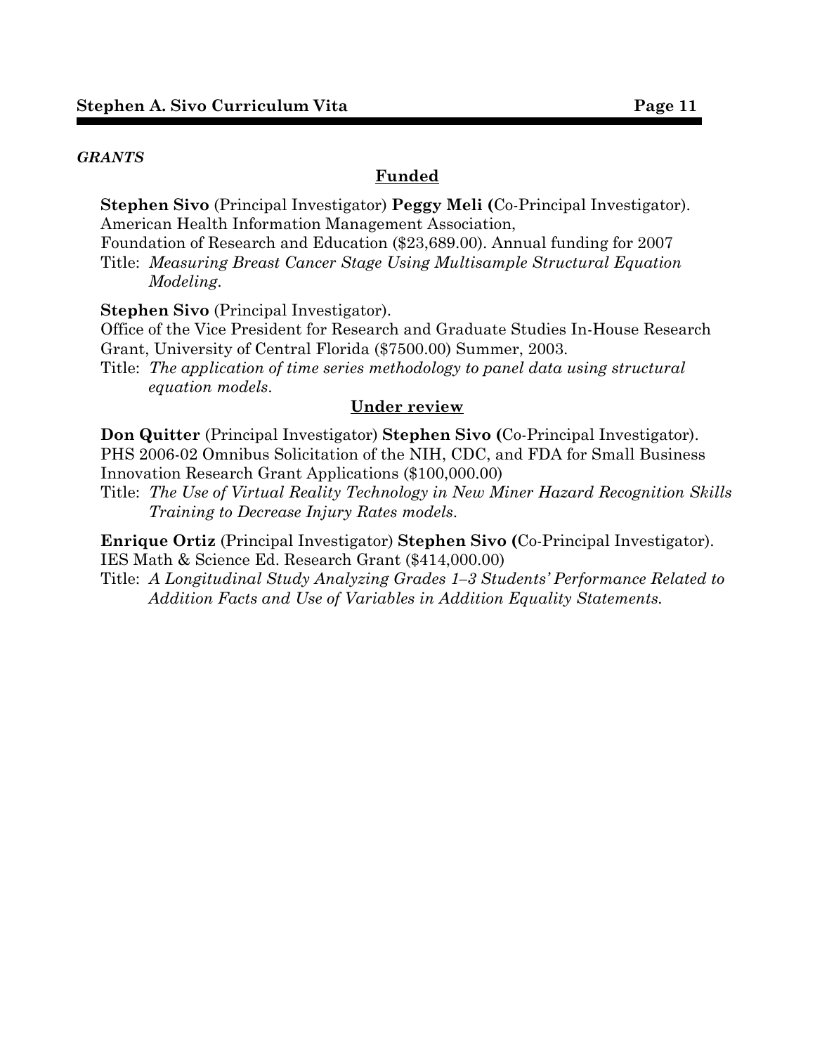***GRANTS***

## Funded

**Stephen Sivo** (Principal Investigator) **Peggy Meli (**Co-Principal Investigator). American Health Information Management Association,
Foundation of Research and Education ($23,689.00). Annual funding for 2007
Title: *Measuring Breast Cancer Stage Using Multisample Structural Equation Modeling*.

**Stephen Sivo** (Principal Investigator).
Office of the Vice President for Research and Graduate Studies In-House Research Grant, University of Central Florida ($7500.00) Summer, 2003.
Title: *The application of time series methodology to panel data using structural equation models*.

## Under review

**Don Quitter** (Principal Investigator) **Stephen Sivo (**Co-Principal Investigator).
PHS 2006-02 Omnibus Solicitation of the NIH, CDC, and FDA for Small Business Innovation Research Grant Applications ($100,000.00)
Title: *The Use of Virtual Reality Technology in New Miner Hazard Recognition Skills Training to Decrease Injury Rates models*.

**Enrique Ortiz** (Principal Investigator) **Stephen Sivo (**Co-Principal Investigator).
IES Math & Science Ed. Research Grant ($414,000.00)
Title: *A Longitudinal Study Analyzing Grades 1–3 Students' Performance Related to Addition Facts and Use of Variables in Addition Equality Statements.*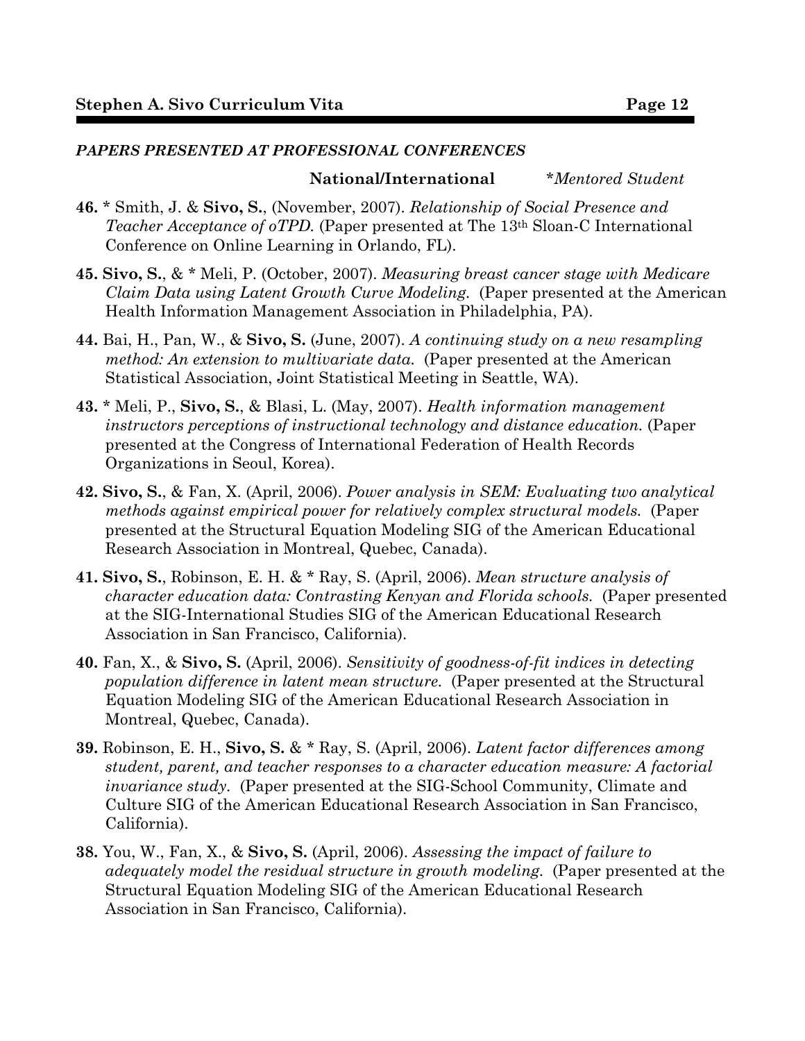### *PAPERS PRESENTED AT PROFESSIONAL CONFERENCES*

**National/International** &nbsp;&nbsp;&nbsp;&nbsp;&nbsp;&nbsp;&nbsp;&nbsp; *\*Mentored Student*

**46.** \* Smith, J. & **Sivo, S.**, (November, 2007). *Relationship of Social Presence and Teacher Acceptance of oTPD.* (Paper presented at The 13th Sloan-C International Conference on Online Learning in Orlando, FL).

**45. Sivo, S.**, & \* Meli, P. (October, 2007). *Measuring breast cancer stage with Medicare Claim Data using Latent Growth Curve Modeling.* (Paper presented at the American Health Information Management Association in Philadelphia, PA).

**44.** Bai, H., Pan, W., & **Sivo, S.** (June, 2007). *A continuing study on a new resampling method: An extension to multivariate data.* (Paper presented at the American Statistical Association, Joint Statistical Meeting in Seattle, WA).

**43.** \* Meli, P., **Sivo, S.**, & Blasi, L. (May, 2007). *Health information management instructors perceptions of instructional technology and distance education.* (Paper presented at the Congress of International Federation of Health Records Organizations in Seoul, Korea).

**42. Sivo, S.**, & Fan, X. (April, 2006). *Power analysis in SEM: Evaluating two analytical methods against empirical power for relatively complex structural models.* (Paper presented at the Structural Equation Modeling SIG of the American Educational Research Association in Montreal, Quebec, Canada).

**41. Sivo, S.**, Robinson, E. H. & \* Ray, S. (April, 2006). *Mean structure analysis of character education data: Contrasting Kenyan and Florida schools.* (Paper presented at the SIG-International Studies SIG of the American Educational Research Association in San Francisco, California).

**40.** Fan, X., & **Sivo, S.** (April, 2006). *Sensitivity of goodness-of-fit indices in detecting population difference in latent mean structure.* (Paper presented at the Structural Equation Modeling SIG of the American Educational Research Association in Montreal, Quebec, Canada).

**39.** Robinson, E. H., **Sivo, S.** & \* Ray, S. (April, 2006). *Latent factor differences among student, parent, and teacher responses to a character education measure: A factorial invariance study.* (Paper presented at the SIG-School Community, Climate and Culture SIG of the American Educational Research Association in San Francisco, California).

**38.** You, W., Fan, X., & **Sivo, S.** (April, 2006). *Assessing the impact of failure to adequately model the residual structure in growth modeling.* (Paper presented at the Structural Equation Modeling SIG of the American Educational Research Association in San Francisco, California).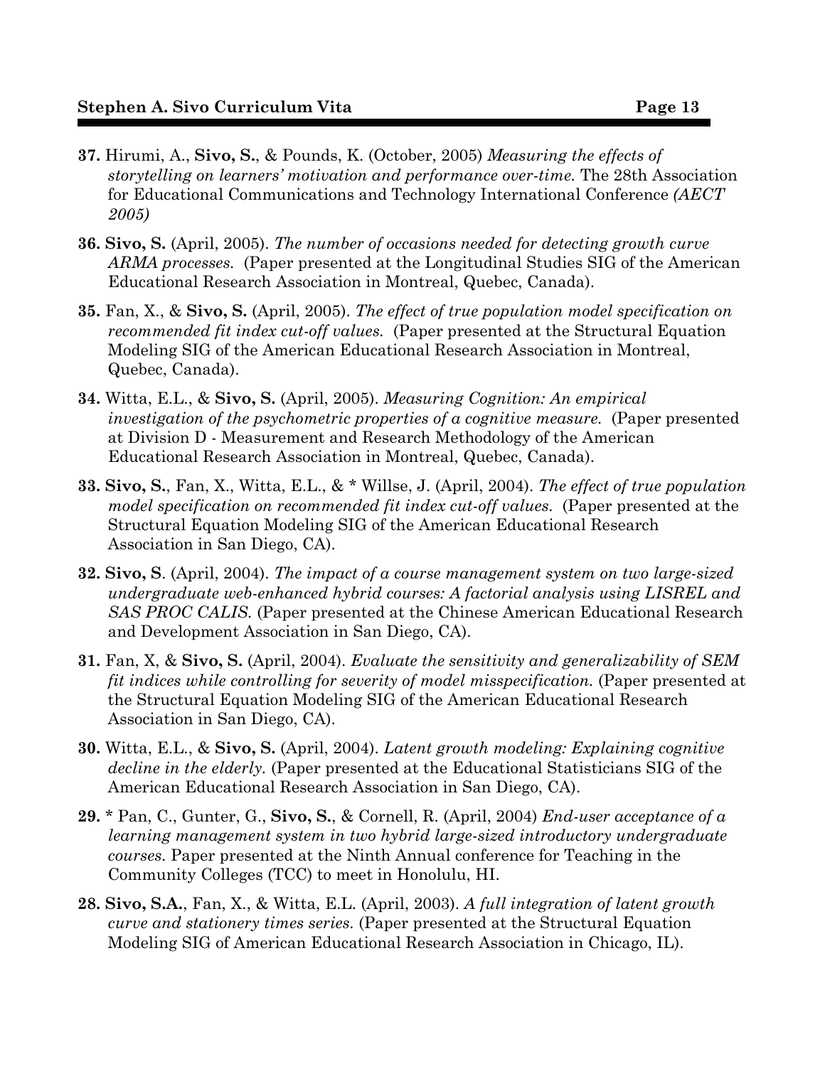**37.** Hirumi, A., **Sivo, S.**, & Pounds, K. (October, 2005) *Measuring the effects of storytelling on learners' motivation and performance over-time.* The 28th Association for Educational Communications and Technology International Conference *(AECT 2005)*

**36. Sivo, S.** (April, 2005). *The number of occasions needed for detecting growth curve ARMA processes.* (Paper presented at the Longitudinal Studies SIG of the American Educational Research Association in Montreal, Quebec, Canada).

**35.** Fan, X., & **Sivo, S.** (April, 2005). *The effect of true population model specification on recommended fit index cut-off values.* (Paper presented at the Structural Equation Modeling SIG of the American Educational Research Association in Montreal, Quebec, Canada).

**34.** Witta, E.L., & **Sivo, S.** (April, 2005). *Measuring Cognition: An empirical investigation of the psychometric properties of a cognitive measure.* (Paper presented at Division D - Measurement and Research Methodology of the American Educational Research Association in Montreal, Quebec, Canada).

**33. Sivo, S.**, Fan, X., Witta, E.L., & * Willse, J. (April, 2004). *The effect of true population model specification on recommended fit index cut-off values.* (Paper presented at the Structural Equation Modeling SIG of the American Educational Research Association in San Diego, CA).

**32. Sivo, S**. (April, 2004). *The impact of a course management system on two large-sized undergraduate web-enhanced hybrid courses: A factorial analysis using LISREL and SAS PROC CALIS.* (Paper presented at the Chinese American Educational Research and Development Association in San Diego, CA).

**31.** Fan, X, & **Sivo, S.** (April, 2004). *Evaluate the sensitivity and generalizability of SEM fit indices while controlling for severity of model misspecification.* (Paper presented at the Structural Equation Modeling SIG of the American Educational Research Association in San Diego, CA).

**30.** Witta, E.L., & **Sivo, S.** (April, 2004). *Latent growth modeling: Explaining cognitive decline in the elderly.* (Paper presented at the Educational Statisticians SIG of the American Educational Research Association in San Diego, CA).

**29.** * Pan, C., Gunter, G., **Sivo, S.**, & Cornell, R. (April, 2004) *End-user acceptance of a learning management system in two hybrid large-sized introductory undergraduate courses.* Paper presented at the Ninth Annual conference for Teaching in the Community Colleges (TCC) to meet in Honolulu, HI.

**28. Sivo, S.A.**, Fan, X., & Witta, E.L. (April, 2003). *A full integration of latent growth curve and stationery times series.* (Paper presented at the Structural Equation Modeling SIG of American Educational Research Association in Chicago, IL).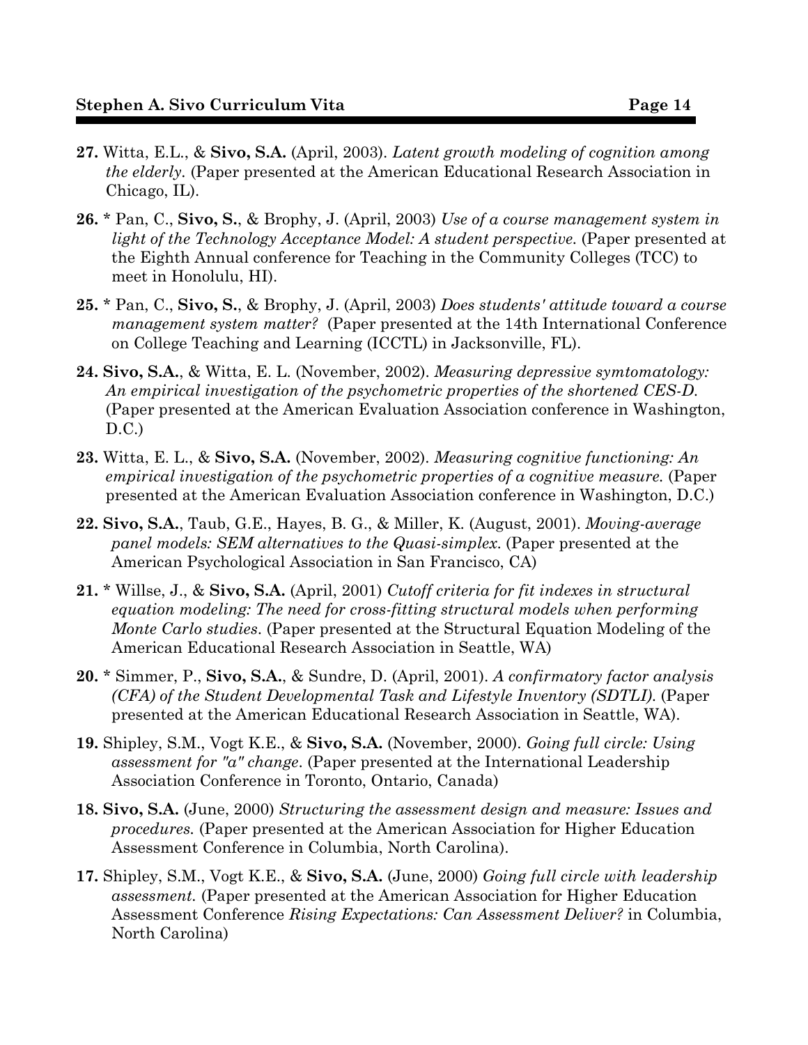**27.** Witta, E.L., & **Sivo, S.A.** (April, 2003). *Latent growth modeling of cognition among the elderly.* (Paper presented at the American Educational Research Association in Chicago, IL).

**26.** * Pan, C., **Sivo, S.**, & Brophy, J. (April, 2003) *Use of a course management system in light of the Technology Acceptance Model: A student perspective.* (Paper presented at the Eighth Annual conference for Teaching in the Community Colleges (TCC) to meet in Honolulu, HI).

**25.** * Pan, C., **Sivo, S.**, & Brophy, J. (April, 2003) *Does students' attitude toward a course management system matter?* (Paper presented at the 14th International Conference on College Teaching and Learning (ICCTL) in Jacksonville, FL).

**24.** **Sivo, S.A.**, & Witta, E. L. (November, 2002). *Measuring depressive symtomatology: An empirical investigation of the psychometric properties of the shortened CES-D.* (Paper presented at the American Evaluation Association conference in Washington, D.C.)

**23.** Witta, E. L., & **Sivo, S.A.** (November, 2002). *Measuring cognitive functioning: An empirical investigation of the psychometric properties of a cognitive measure.* (Paper presented at the American Evaluation Association conference in Washington, D.C.)

**22.** **Sivo, S.A.**, Taub, G.E., Hayes, B. G., & Miller, K. (August, 2001). *Moving-average panel models: SEM alternatives to the Quasi-simplex.* (Paper presented at the American Psychological Association in San Francisco, CA)

**21.** * Willse, J., & **Sivo, S.A.** (April, 2001) *Cutoff criteria for fit indexes in structural equation modeling: The need for cross-fitting structural models when performing Monte Carlo studies.* (Paper presented at the Structural Equation Modeling of the American Educational Research Association in Seattle, WA)

**20.** * Simmer, P., **Sivo, S.A.**, & Sundre, D. (April, 2001). *A confirmatory factor analysis (CFA) of the Student Developmental Task and Lifestyle Inventory (SDTLI).* (Paper presented at the American Educational Research Association in Seattle, WA).

**19.** Shipley, S.M., Vogt K.E., & **Sivo, S.A.** (November, 2000). *Going full circle: Using assessment for "a" change.* (Paper presented at the International Leadership Association Conference in Toronto, Ontario, Canada)

**18.** **Sivo, S.A.** (June, 2000) *Structuring the assessment design and measure: Issues and procedures.* (Paper presented at the American Association for Higher Education Assessment Conference in Columbia, North Carolina).

**17.** Shipley, S.M., Vogt K.E., & **Sivo, S.A.** (June, 2000) *Going full circle with leadership assessment.* (Paper presented at the American Association for Higher Education Assessment Conference *Rising Expectations: Can Assessment Deliver?* in Columbia, North Carolina)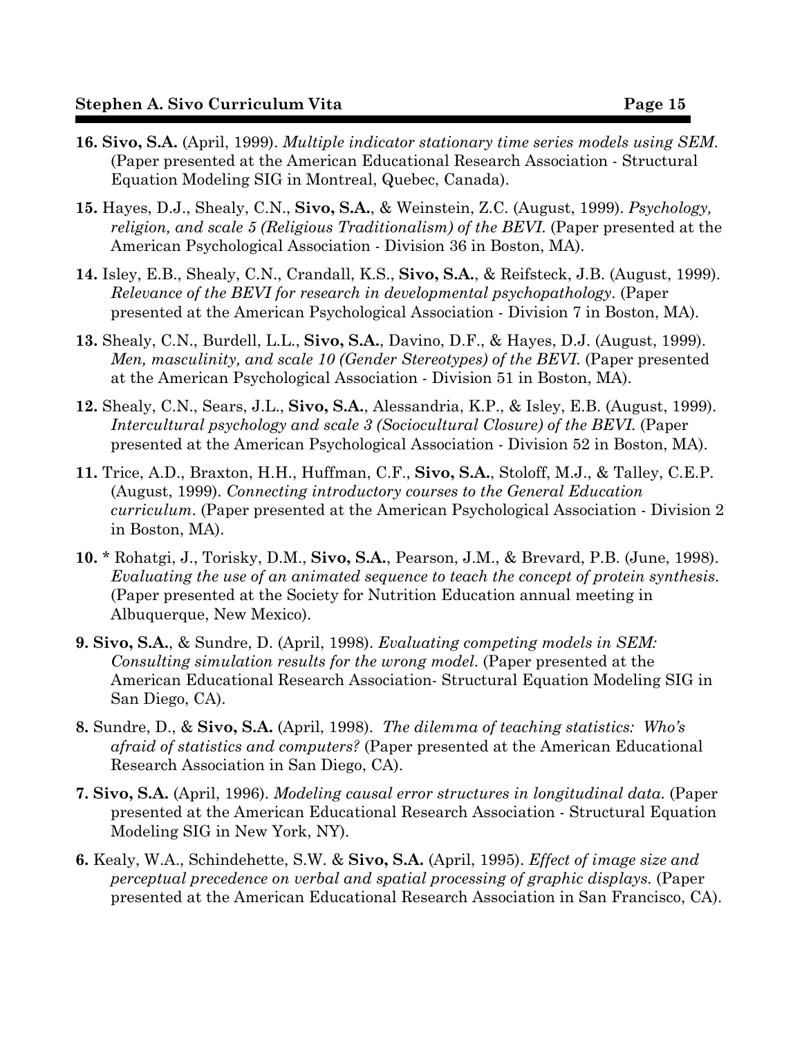**16. Sivo, S.A.** (April, 1999). *Multiple indicator stationary time series models using SEM.* (Paper presented at the American Educational Research Association - Structural Equation Modeling SIG in Montreal, Quebec, Canada).

**15.** Hayes, D.J., Shealy, C.N., **Sivo, S.A.**, & Weinstein, Z.C. (August, 1999). *Psychology, religion, and scale 5 (Religious Traditionalism) of the BEVI.* (Paper presented at the American Psychological Association - Division 36 in Boston, MA).

**14.** Isley, E.B., Shealy, C.N., Crandall, K.S., **Sivo, S.A.**, & Reifsteck, J.B. (August, 1999). *Relevance of the BEVI for research in developmental psychopathology.* (Paper presented at the American Psychological Association - Division 7 in Boston, MA).

**13.** Shealy, C.N., Burdell, L.L., **Sivo, S.A.**, Davino, D.F., & Hayes, D.J. (August, 1999). *Men, masculinity, and scale 10 (Gender Stereotypes) of the BEVI.* (Paper presented at the American Psychological Association - Division 51 in Boston, MA).

**12.** Shealy, C.N., Sears, J.L., **Sivo, S.A.**, Alessandria, K.P., & Isley, E.B. (August, 1999). *Intercultural psychology and scale 3 (Sociocultural Closure) of the BEVI.* (Paper presented at the American Psychological Association - Division 52 in Boston, MA).

**11.** Trice, A.D., Braxton, H.H., Huffman, C.F., **Sivo, S.A.**, Stoloff, M.J., & Talley, C.E.P. (August, 1999). *Connecting introductory courses to the General Education curriculum.* (Paper presented at the American Psychological Association - Division 2 in Boston, MA).

**10. \*** Rohatgi, J., Torisky, D.M., **Sivo, S.A.**, Pearson, J.M., & Brevard, P.B. (June, 1998). *Evaluating the use of an animated sequence to teach the concept of protein synthesis.* (Paper presented at the Society for Nutrition Education annual meeting in Albuquerque, New Mexico).

**9. Sivo, S.A.**, & Sundre, D. (April, 1998). *Evaluating competing models in SEM: Consulting simulation results for the wrong model.* (Paper presented at the American Educational Research Association- Structural Equation Modeling SIG in San Diego, CA).

**8.** Sundre, D., & **Sivo, S.A.** (April, 1998). *The dilemma of teaching statistics: Who's afraid of statistics and computers?* (Paper presented at the American Educational Research Association in San Diego, CA).

**7. Sivo, S.A.** (April, 1996). *Modeling causal error structures in longitudinal data.* (Paper presented at the American Educational Research Association - Structural Equation Modeling SIG in New York, NY).

**6.** Kealy, W.A., Schindehette, S.W. & **Sivo, S.A.** (April, 1995). *Effect of image size and perceptual precedence on verbal and spatial processing of graphic displays.* (Paper presented at the American Educational Research Association in San Francisco, CA).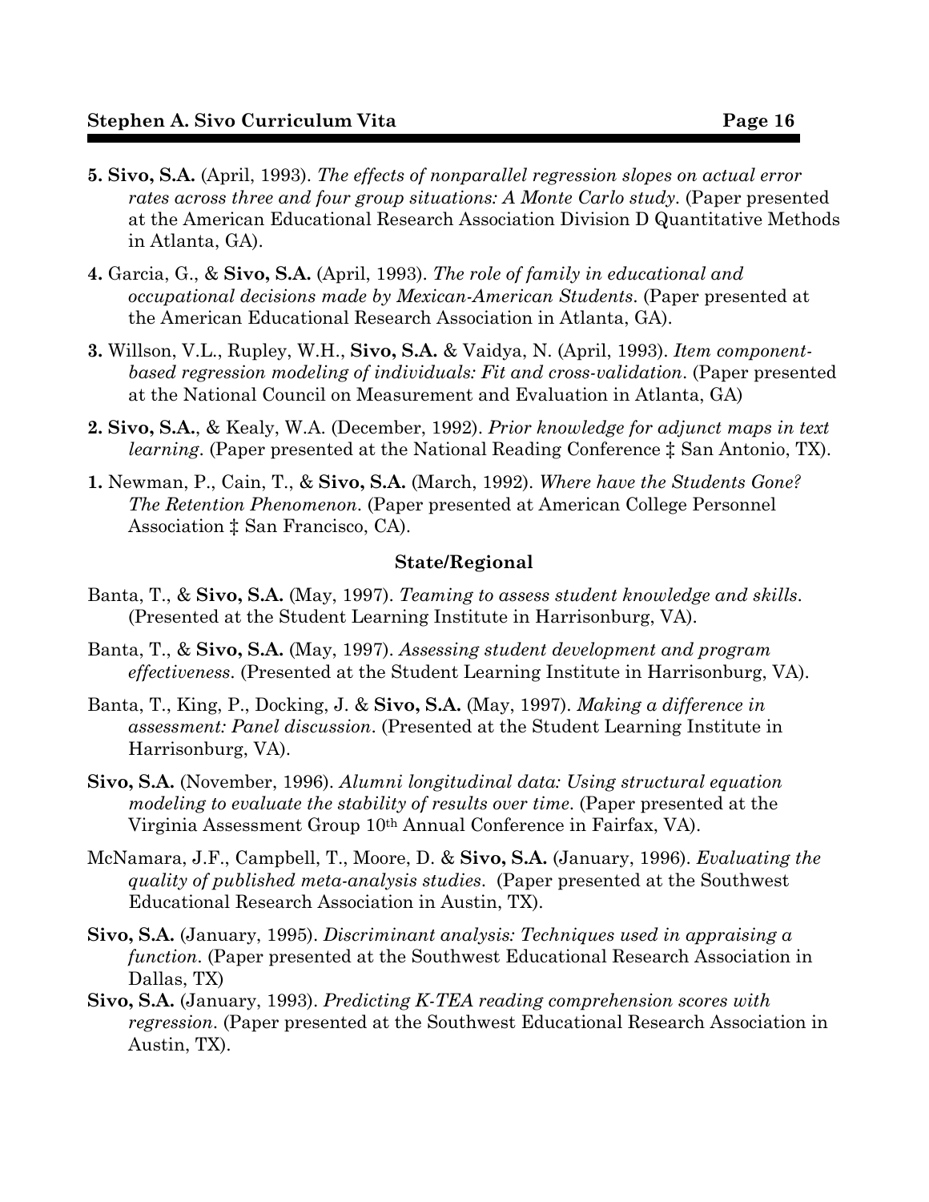**5. Sivo, S.A.** (April, 1993). *The effects of nonparallel regression slopes on actual error rates across three and four group situations: A Monte Carlo study*. (Paper presented at the American Educational Research Association Division D Quantitative Methods in Atlanta, GA).

**4.** Garcia, G., & **Sivo, S.A.** (April, 1993). *The role of family in educational and occupational decisions made by Mexican-American Students*. (Paper presented at the American Educational Research Association in Atlanta, GA).

**3.** Willson, V.L., Rupley, W.H., **Sivo, S.A.** & Vaidya, N. (April, 1993). *Item component-based regression modeling of individuals: Fit and cross-validation*. (Paper presented at the National Council on Measurement and Evaluation in Atlanta, GA)

**2. Sivo, S.A.**, & Kealy, W.A. (December, 1992). *Prior knowledge for adjunct maps in text learning*. (Paper presented at the National Reading Conference ‡ San Antonio, TX).

**1.** Newman, P., Cain, T., & **Sivo, S.A.** (March, 1992). *Where have the Students Gone? The Retention Phenomenon*. (Paper presented at American College Personnel Association ‡ San Francisco, CA).

### State/Regional

Banta, T., & **Sivo, S.A.** (May, 1997). *Teaming to assess student knowledge and skills*. (Presented at the Student Learning Institute in Harrisonburg, VA).

Banta, T., & **Sivo, S.A.** (May, 1997). *Assessing student development and program effectiveness*. (Presented at the Student Learning Institute in Harrisonburg, VA).

Banta, T., King, P., Docking, J. & **Sivo, S.A.** (May, 1997). *Making a difference in assessment: Panel discussion*. (Presented at the Student Learning Institute in Harrisonburg, VA).

**Sivo, S.A.** (November, 1996). *Alumni longitudinal data: Using structural equation modeling to evaluate the stability of results over time*. (Paper presented at the Virginia Assessment Group 10th Annual Conference in Fairfax, VA).

McNamara, J.F., Campbell, T., Moore, D. & **Sivo, S.A.** (January, 1996). *Evaluating the quality of published meta-analysis studies*. (Paper presented at the Southwest Educational Research Association in Austin, TX).

**Sivo, S.A.** (January, 1995). *Discriminant analysis: Techniques used in appraising a function*. (Paper presented at the Southwest Educational Research Association in Dallas, TX)

**Sivo, S.A.** (January, 1993). *Predicting K-TEA reading comprehension scores with regression*. (Paper presented at the Southwest Educational Research Association in Austin, TX).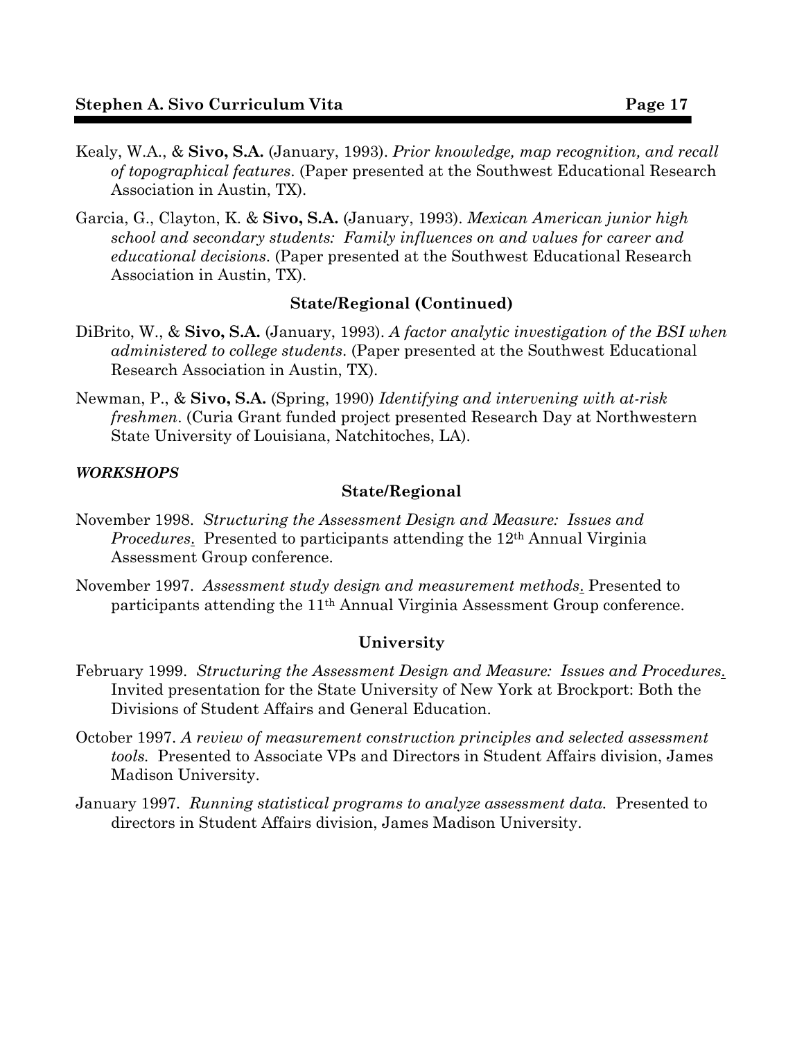Kealy, W.A., & **Sivo, S.A.** (January, 1993). *Prior knowledge, map recognition, and recall of topographical features.* (Paper presented at the Southwest Educational Research Association in Austin, TX).

Garcia, G., Clayton, K. & **Sivo, S.A.** (January, 1993). *Mexican American junior high school and secondary students: Family influences on and values for career and educational decisions*. (Paper presented at the Southwest Educational Research Association in Austin, TX).

### State/Regional (Continued)

DiBrito, W., & **Sivo, S.A.** (January, 1993). *A factor analytic investigation of the BSI when administered to college students*. (Paper presented at the Southwest Educational Research Association in Austin, TX).

Newman, P., & **Sivo, S.A.** (Spring, 1990) *Identifying and intervening with at-risk freshmen*. (Curia Grant funded project presented Research Day at Northwestern State University of Louisiana, Natchitoches, LA).

## ***WORKSHOPS***

### State/Regional

November 1998. *Structuring the Assessment Design and Measure: Issues and Procedures*. Presented to participants attending the 12th Annual Virginia Assessment Group conference.

November 1997. *Assessment study design and measurement methods*. Presented to participants attending the 11th Annual Virginia Assessment Group conference.

### University

February 1999. *Structuring the Assessment Design and Measure: Issues and Procedures*. Invited presentation for the State University of New York at Brockport: Both the Divisions of Student Affairs and General Education.

October 1997. *A review of measurement construction principles and selected assessment tools.* Presented to Associate VPs and Directors in Student Affairs division, James Madison University.

January 1997. *Running statistical programs to analyze assessment data.* Presented to directors in Student Affairs division, James Madison University.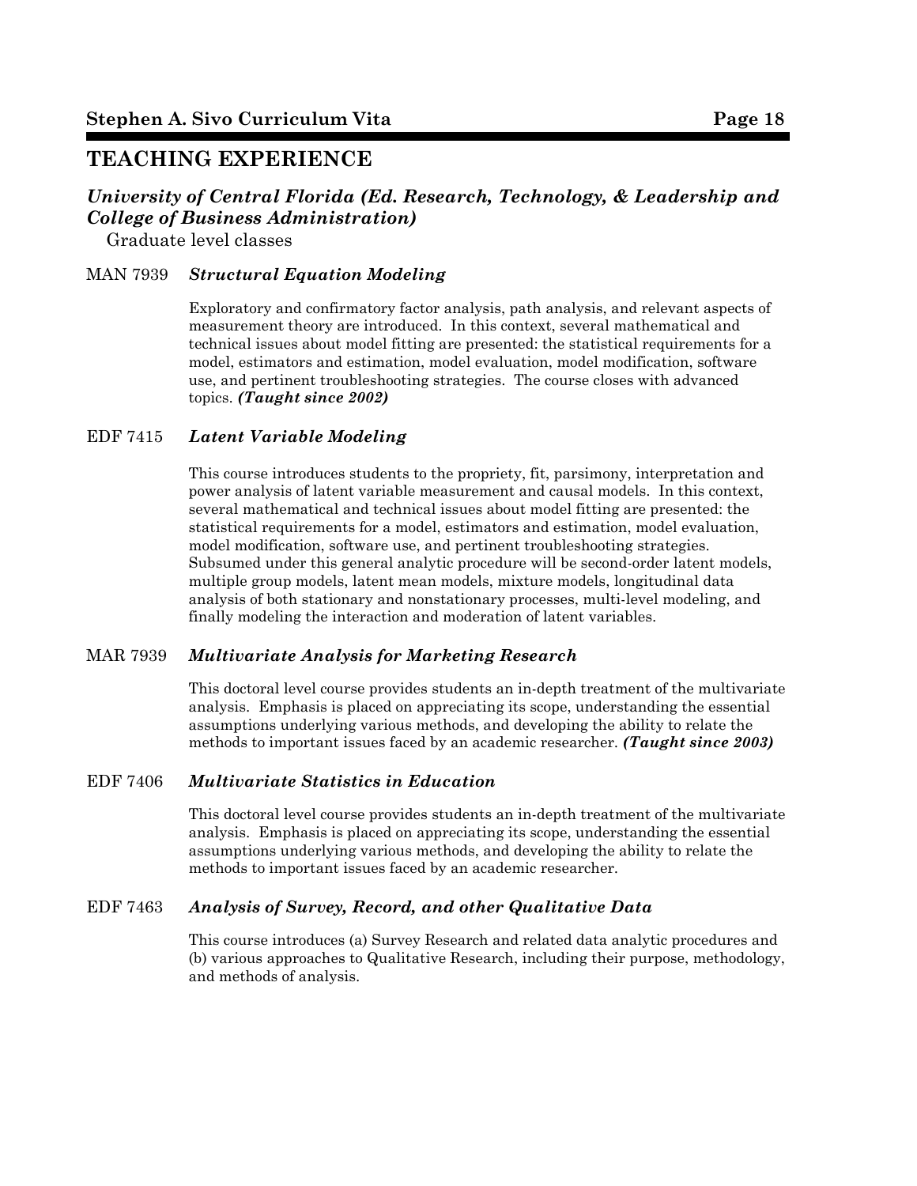# TEACHING EXPERIENCE

## *University of Central Florida (Ed. Research, Technology, & Leadership and College of Business Administration)*

Graduate level classes

### MAN 7939 *Structural Equation Modeling*

Exploratory and confirmatory factor analysis, path analysis, and relevant aspects of measurement theory are introduced. In this context, several mathematical and technical issues about model fitting are presented: the statistical requirements for a model, estimators and estimation, model evaluation, model modification, software use, and pertinent troubleshooting strategies. The course closes with advanced topics. ***(Taught since 2002)***

### EDF 7415 *Latent Variable Modeling*

This course introduces students to the propriety, fit, parsimony, interpretation and power analysis of latent variable measurement and causal models. In this context, several mathematical and technical issues about model fitting are presented: the statistical requirements for a model, estimators and estimation, model evaluation, model modification, software use, and pertinent troubleshooting strategies. Subsumed under this general analytic procedure will be second-order latent models, multiple group models, latent mean models, mixture models, longitudinal data analysis of both stationary and nonstationary processes, multi-level modeling, and finally modeling the interaction and moderation of latent variables.

### MAR 7939 *Multivariate Analysis for Marketing Research*

This doctoral level course provides students an in-depth treatment of the multivariate analysis. Emphasis is placed on appreciating its scope, understanding the essential assumptions underlying various methods, and developing the ability to relate the methods to important issues faced by an academic researcher. ***(Taught since 2003)***

### EDF 7406 *Multivariate Statistics in Education*

This doctoral level course provides students an in-depth treatment of the multivariate analysis. Emphasis is placed on appreciating its scope, understanding the essential assumptions underlying various methods, and developing the ability to relate the methods to important issues faced by an academic researcher.

### EDF 7463 *Analysis of Survey, Record, and other Qualitative Data*

This course introduces (a) Survey Research and related data analytic procedures and (b) various approaches to Qualitative Research, including their purpose, methodology, and methods of analysis.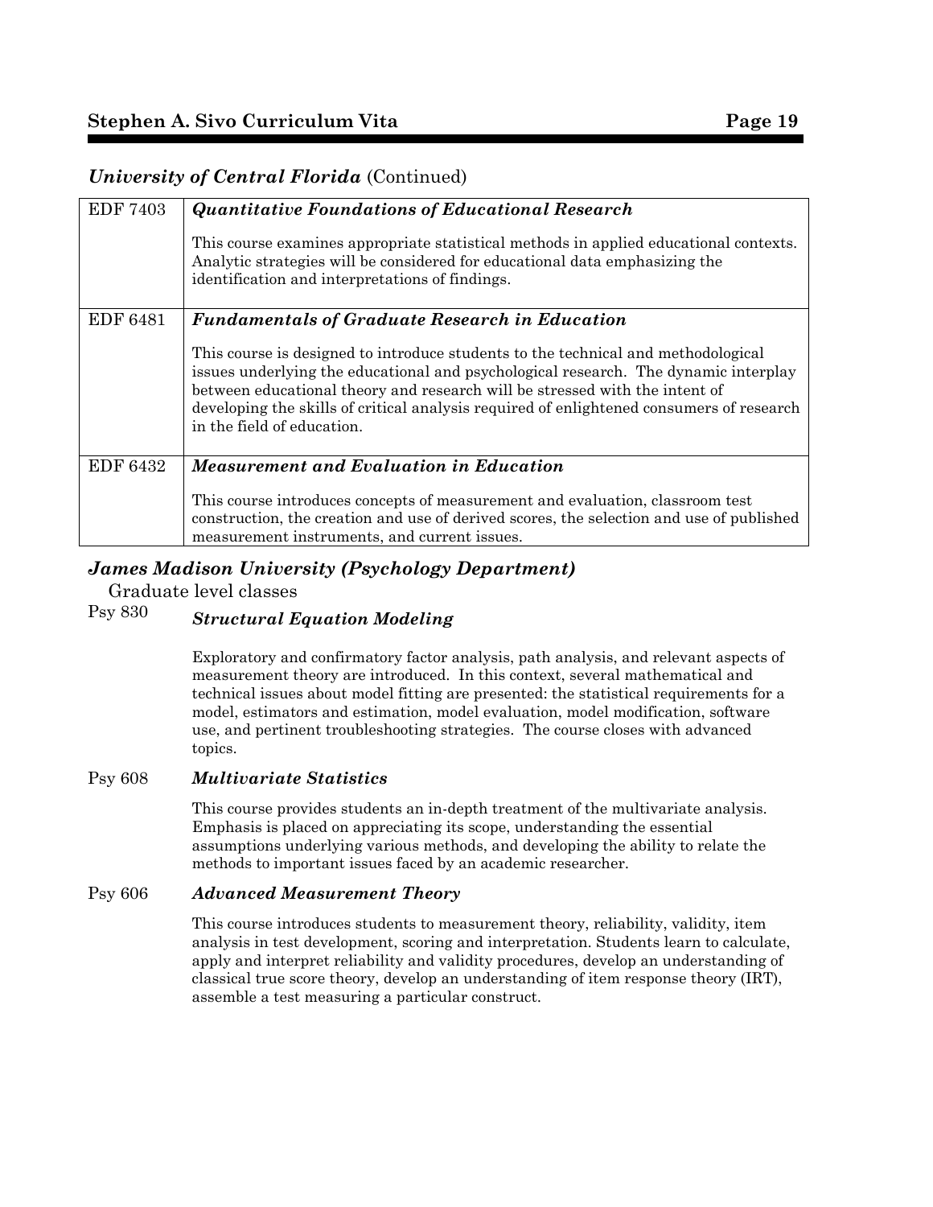### *University of Central Florida* (Continued)

| | |
|---|---|
| EDF 7403 | ***Quantitative Foundations of Educational Research***<br><br>This course examines appropriate statistical methods in applied educational contexts. Analytic strategies will be considered for educational data emphasizing the identification and interpretations of findings. |
| EDF 6481 | ***Fundamentals of Graduate Research in Education***<br><br>This course is designed to introduce students to the technical and methodological issues underlying the educational and psychological research. The dynamic interplay between educational theory and research will be stressed with the intent of developing the skills of critical analysis required of enlightened consumers of research in the field of education. |
| EDF 6432 | ***Measurement and Evaluation in Education***<br><br>This course introduces concepts of measurement and evaluation, classroom test construction, the creation and use of derived scores, the selection and use of published measurement instruments, and current issues. |

### *James Madison University (Psychology Department)*

Graduate level classes

Psy 830 ***Structural Equation Modeling***

Exploratory and confirmatory factor analysis, path analysis, and relevant aspects of measurement theory are introduced. In this context, several mathematical and technical issues about model fitting are presented: the statistical requirements for a model, estimators and estimation, model evaluation, model modification, software use, and pertinent troubleshooting strategies. The course closes with advanced topics.

Psy 608 ***Multivariate Statistics***

This course provides students an in-depth treatment of the multivariate analysis. Emphasis is placed on appreciating its scope, understanding the essential assumptions underlying various methods, and developing the ability to relate the methods to important issues faced by an academic researcher.

Psy 606 ***Advanced Measurement Theory***

This course introduces students to measurement theory, reliability, validity, item analysis in test development, scoring and interpretation. Students learn to calculate, apply and interpret reliability and validity procedures, develop an understanding of classical true score theory, develop an understanding of item response theory (IRT), assemble a test measuring a particular construct.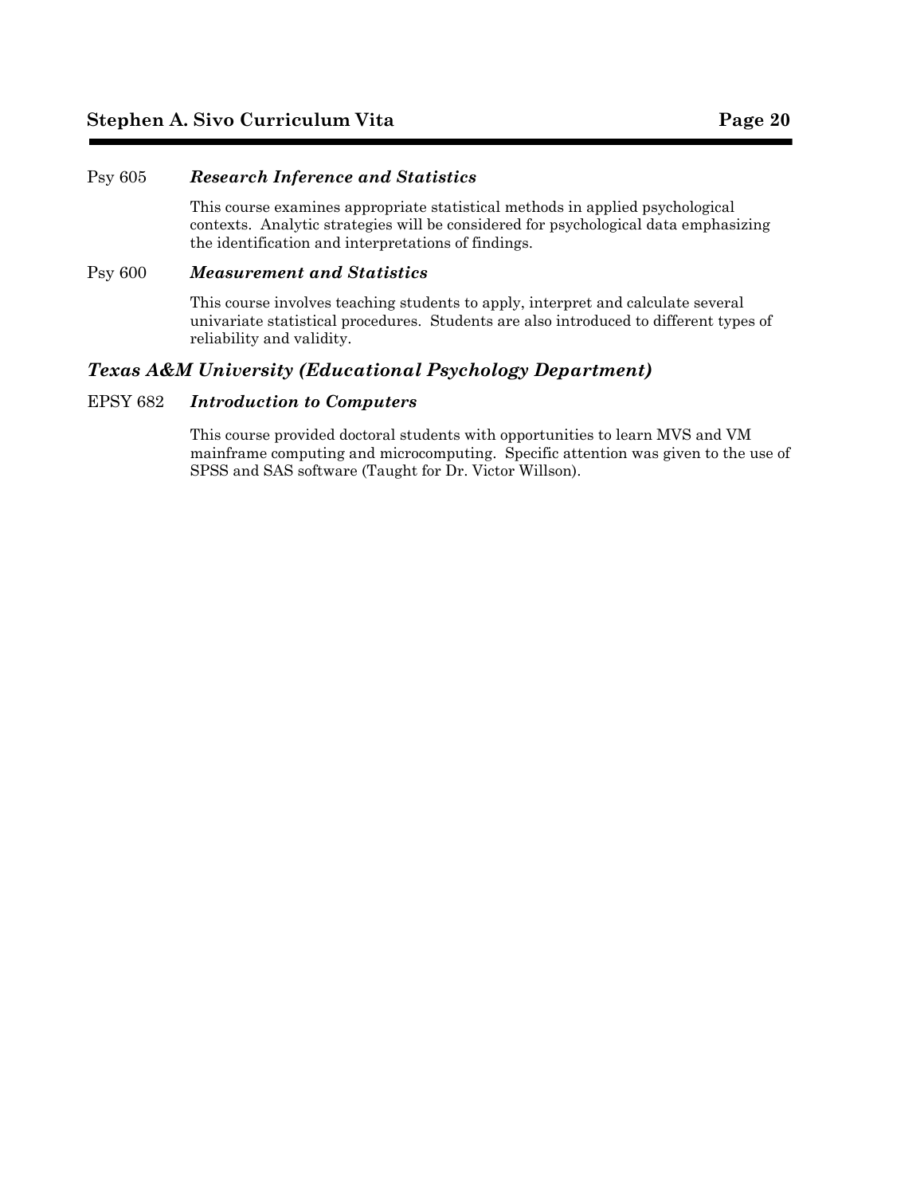Psy 605 ***Research Inference and Statistics***

This course examines appropriate statistical methods in applied psychological contexts. Analytic strategies will be considered for psychological data emphasizing the identification and interpretations of findings.

Psy 600 ***Measurement and Statistics***

This course involves teaching students to apply, interpret and calculate several univariate statistical procedures. Students are also introduced to different types of reliability and validity.

### *Texas A&M University (Educational Psychology Department)*

EPSY 682 ***Introduction to Computers***

This course provided doctoral students with opportunities to learn MVS and VM mainframe computing and microcomputing. Specific attention was given to the use of SPSS and SAS software (Taught for Dr. Victor Willson).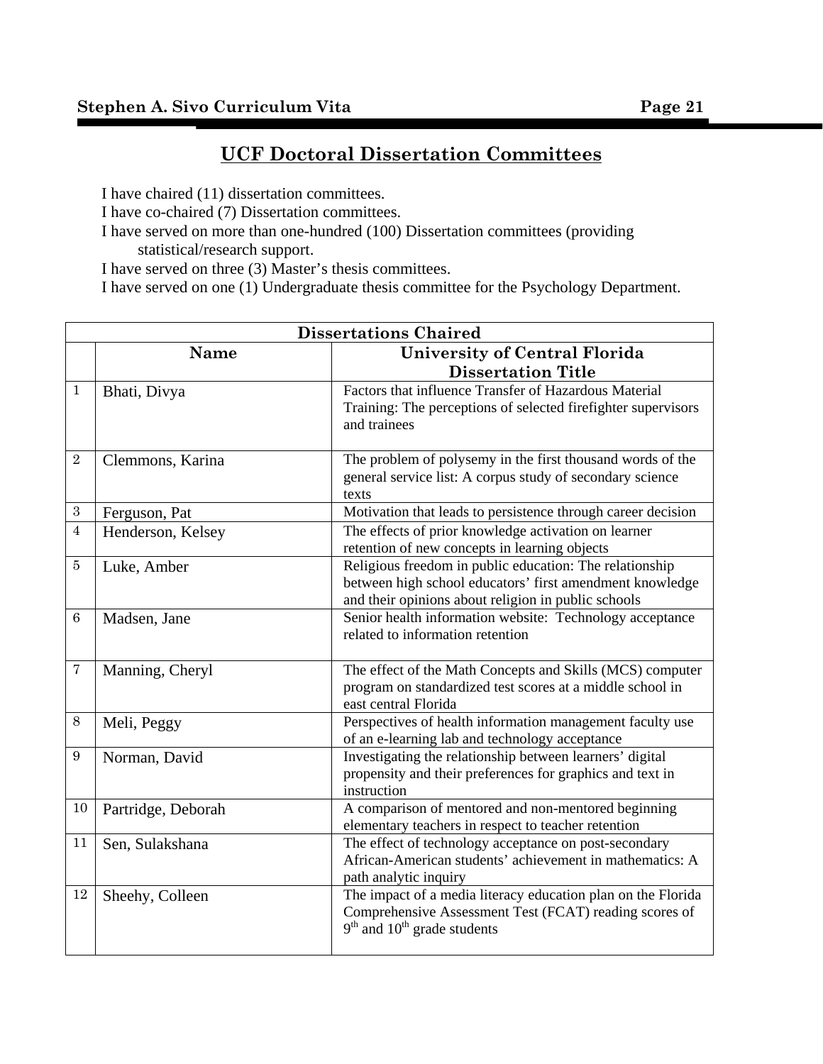## UCF Doctoral Dissertation Committees

I have chaired (11) dissertation committees.
I have co-chaired (7) Dissertation committees.
I have served on more than one-hundred (100) Dissertation committees (providing statistical/research support.
I have served on three (3) Master's thesis committees.
I have served on one (1) Undergraduate thesis committee for the Psychology Department.

| Dissertations Chaired | | |
|---|---|---|
| | **Name** | **University of Central Florida Dissertation Title** |
| 1 | Bhati, Divya | Factors that influence Transfer of Hazardous Material Training: The perceptions of selected firefighter supervisors and trainees |
| 2 | Clemmons, Karina | The problem of polysemy in the first thousand words of the general service list: A corpus study of secondary science texts |
| 3 | Ferguson, Pat | Motivation that leads to persistence through career decision |
| 4 | Henderson, Kelsey | The effects of prior knowledge activation on learner retention of new concepts in learning objects |
| 5 | Luke, Amber | Religious freedom in public education: The relationship between high school educators' first amendment knowledge and their opinions about religion in public schools |
| 6 | Madsen, Jane | Senior health information website: Technology acceptance related to information retention |
| 7 | Manning, Cheryl | The effect of the Math Concepts and Skills (MCS) computer program on standardized test scores at a middle school in east central Florida |
| 8 | Meli, Peggy | Perspectives of health information management faculty use of an e-learning lab and technology acceptance |
| 9 | Norman, David | Investigating the relationship between learners' digital propensity and their preferences for graphics and text in instruction |
| 10 | Partridge, Deborah | A comparison of mentored and non-mentored beginning elementary teachers in respect to teacher retention |
| 11 | Sen, Sulakshana | The effect of technology acceptance on post-secondary African-American students' achievement in mathematics: A path analytic inquiry |
| 12 | Sheehy, Colleen | The impact of a media literacy education plan on the Florida Comprehensive Assessment Test (FCAT) reading scores of 9th and 10th grade students |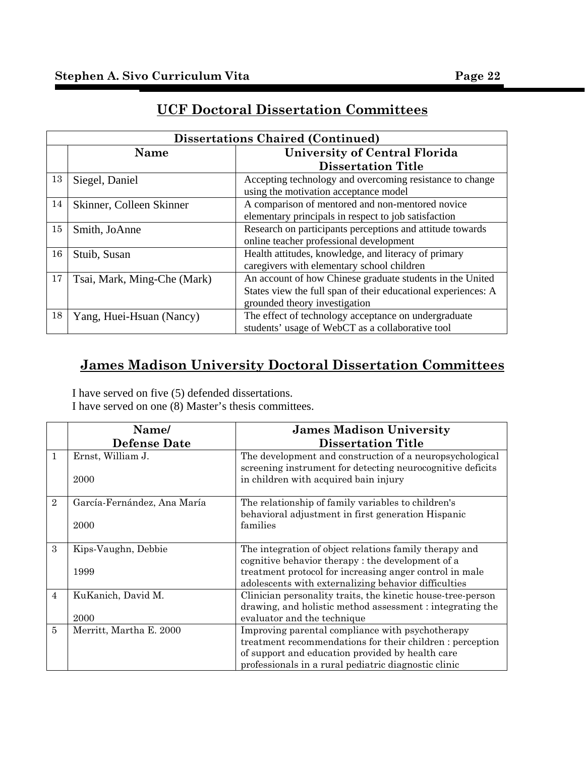## UCF Doctoral Dissertation Committees

| Dissertations Chaired (Continued) | | |
|---|---|---|
| | **Name** | **University of Central Florida Dissertation Title** |
| 13 | Siegel, Daniel | Accepting technology and overcoming resistance to change using the motivation acceptance model |
| 14 | Skinner, Colleen Skinner | A comparison of mentored and non-mentored novice elementary principals in respect to job satisfaction |
| 15 | Smith, JoAnne | Research on participants perceptions and attitude towards online teacher professional development |
| 16 | Stuib, Susan | Health attitudes, knowledge, and literacy of primary caregivers with elementary school children |
| 17 | Tsai, Mark, Ming-Che (Mark) | An account of how Chinese graduate students in the United States view the full span of their educational experiences: A grounded theory investigation |
| 18 | Yang, Huei-Hsuan (Nancy) | The effect of technology acceptance on undergraduate students' usage of WebCT as a collaborative tool |

## James Madison University Doctoral Dissertation Committees

I have served on five (5) defended dissertations.
I have served on one (8) Master's thesis committees.

| | **Name/ Defense Date** | **James Madison University Dissertation Title** |
|---|---|---|
| 1 | Ernst, William J.<br><br>2000 | The development and construction of a neuropsychological screening instrument for detecting neurocognitive deficits in children with acquired bain injury |
| 2 | García-Fernández, Ana María<br><br>2000 | The relationship of family variables to children's behavioral adjustment in first generation Hispanic families |
| 3 | Kips-Vaughn, Debbie<br><br>1999 | The integration of object relations family therapy and cognitive behavior therapy : the development of a treatment protocol for increasing anger control in male adolescents with externalizing behavior difficulties |
| 4 | KuKanich, David M.<br><br>2000 | Clinician personality traits, the kinetic house-tree-person drawing, and holistic method assessment : integrating the evaluator and the technique |
| 5 | Merritt, Martha E. 2000 | Improving parental compliance with psychotherapy treatment recommendations for their children : perception of support and education provided by health care professionals in a rural pediatric diagnostic clinic |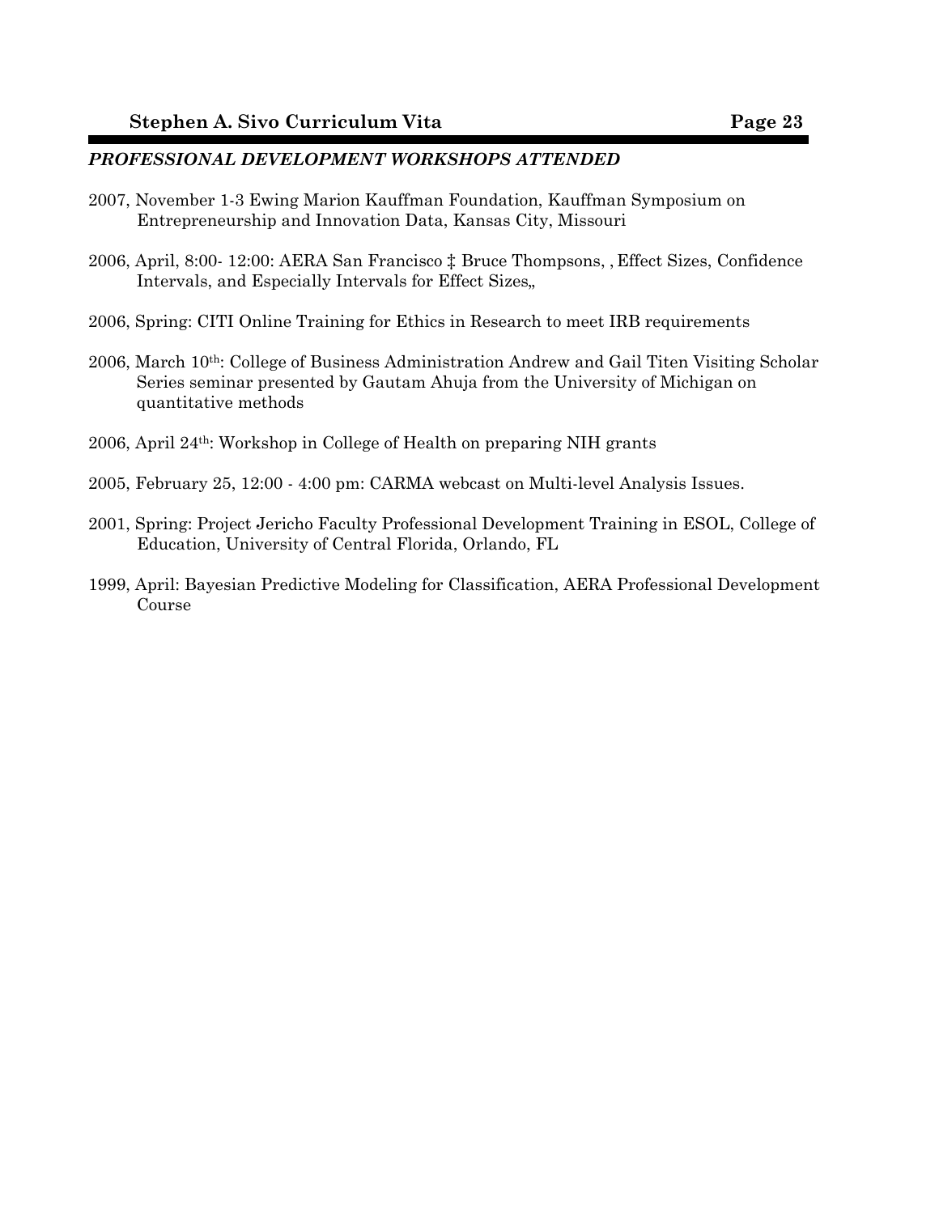### *PROFESSIONAL DEVELOPMENT WORKSHOPS ATTENDED*

2007, November 1-3 Ewing Marion Kauffman Foundation, Kauffman Symposium on Entrepreneurship and Innovation Data, Kansas City, Missouri

2006, April, 8:00- 12:00: AERA San Francisco ‡ Bruce Thompsons, , Effect Sizes, Confidence Intervals, and Especially Intervals for Effect Sizes„

2006, Spring: CITI Online Training for Ethics in Research to meet IRB requirements

2006, March 10th: College of Business Administration Andrew and Gail Titen Visiting Scholar Series seminar presented by Gautam Ahuja from the University of Michigan on quantitative methods

2006, April 24th: Workshop in College of Health on preparing NIH grants

2005, February 25, 12:00 - 4:00 pm: CARMA webcast on Multi-level Analysis Issues.

2001, Spring: Project Jericho Faculty Professional Development Training in ESOL, College of Education, University of Central Florida, Orlando, FL

1999, April: Bayesian Predictive Modeling for Classification, AERA Professional Development Course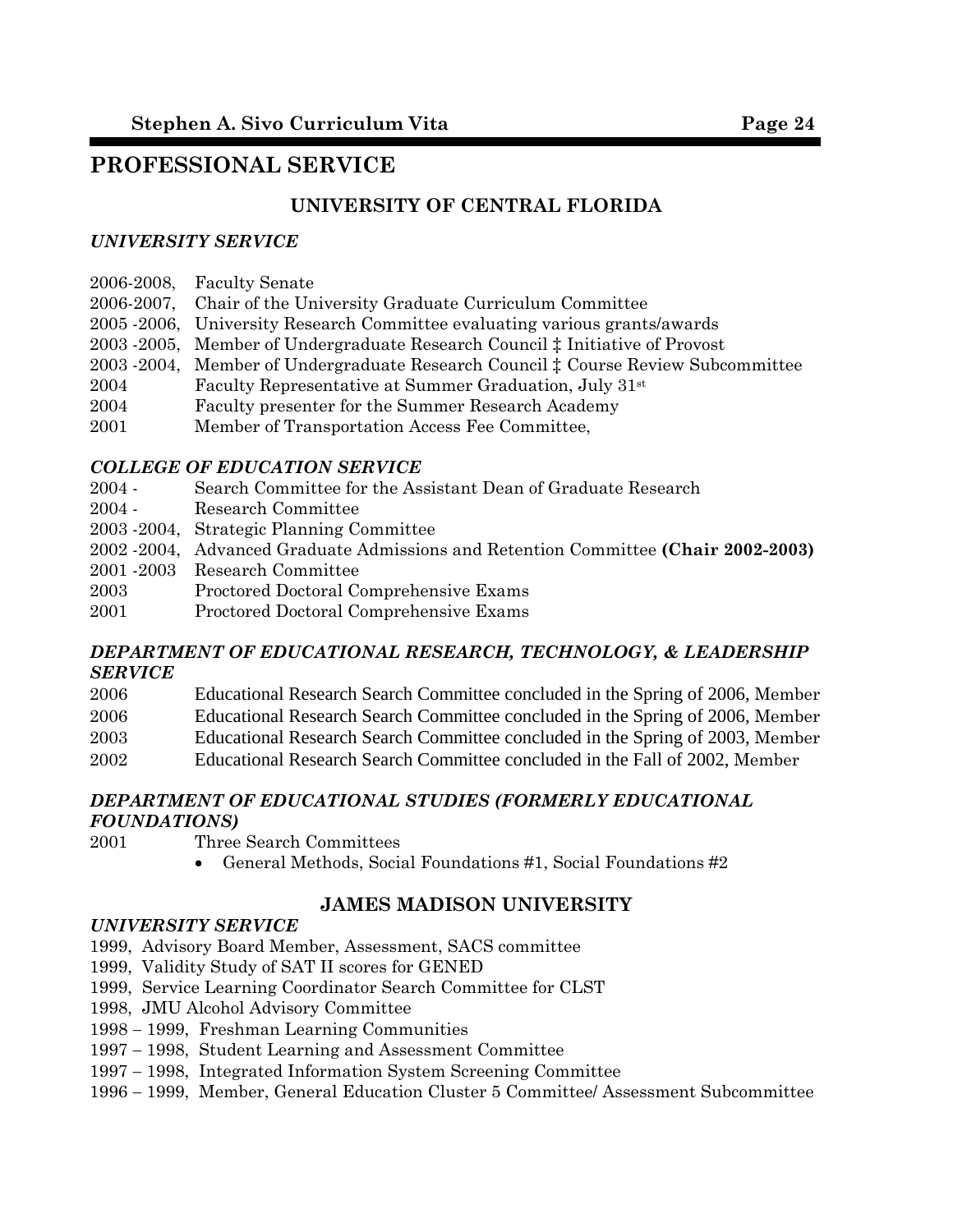# PROFESSIONAL SERVICE

## UNIVERSITY OF CENTRAL FLORIDA

### *UNIVERSITY SERVICE*

2006-2008, Faculty Senate
2006-2007, Chair of the University Graduate Curriculum Committee
2005 -2006, University Research Committee evaluating various grants/awards
2003 -2005, Member of Undergraduate Research Council ‡ Initiative of Provost
2003 -2004, Member of Undergraduate Research Council ‡ Course Review Subcommittee
2004 Faculty Representative at Summer Graduation, July 31st
2004 Faculty presenter for the Summer Research Academy
2001 Member of Transportation Access Fee Committee,

### *COLLEGE OF EDUCATION SERVICE*

2004 - Search Committee for the Assistant Dean of Graduate Research
2004 - Research Committee
2003 -2004, Strategic Planning Committee
2002 -2004, Advanced Graduate Admissions and Retention Committee **(Chair 2002-2003)**
2001 -2003 Research Committee
2003 Proctored Doctoral Comprehensive Exams
2001 Proctored Doctoral Comprehensive Exams

### *DEPARTMENT OF EDUCATIONAL RESEARCH, TECHNOLOGY, & LEADERSHIP SERVICE*

2006 Educational Research Search Committee concluded in the Spring of 2006, Member
2006 Educational Research Search Committee concluded in the Spring of 2006, Member
2003 Educational Research Search Committee concluded in the Spring of 2003, Member
2002 Educational Research Search Committee concluded in the Fall of 2002, Member

### *DEPARTMENT OF EDUCATIONAL STUDIES (FORMERLY EDUCATIONAL FOUNDATIONS)*

2001 Three Search Committees

- General Methods, Social Foundations #1, Social Foundations #2

## JAMES MADISON UNIVERSITY

### *UNIVERSITY SERVICE*

1999, Advisory Board Member, Assessment, SACS committee
1999, Validity Study of SAT II scores for GENED
1999, Service Learning Coordinator Search Committee for CLST
1998, JMU Alcohol Advisory Committee
1998 – 1999, Freshman Learning Communities
1997 – 1998, Student Learning and Assessment Committee
1997 – 1998, Integrated Information System Screening Committee
1996 – 1999, Member, General Education Cluster 5 Committee/ Assessment Subcommittee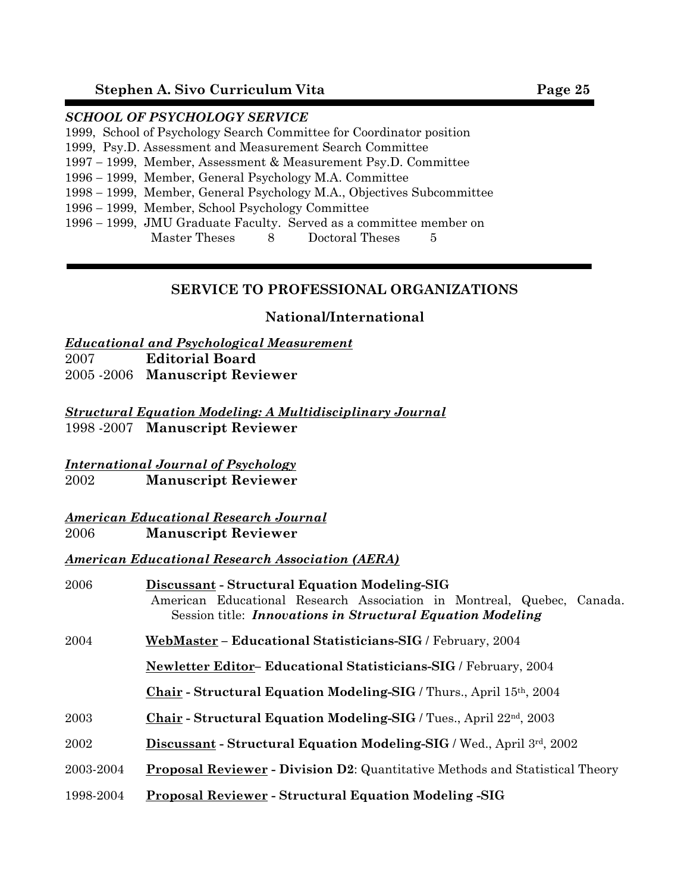***SCHOOL OF PSYCHOLOGY SERVICE***

1999, School of Psychology Search Committee for Coordinator position
1999, Psy.D. Assessment and Measurement Search Committee
1997 – 1999, Member, Assessment & Measurement Psy.D. Committee
1996 – 1999, Member, General Psychology M.A. Committee
1998 – 1999, Member, General Psychology M.A., Objectives Subcommittee
1996 – 1999, Member, School Psychology Committee
1996 – 1999, JMU Graduate Faculty. Served as a committee member on
Master Theses 8 Doctoral Theses 5

---

## SERVICE TO PROFESSIONAL ORGANIZATIONS

### National/International

***Educational and Psychological Measurement***

2007 **Editorial Board**
2005 -2006 **Manuscript Reviewer**

***Structural Equation Modeling: A Multidisciplinary Journal***

1998 -2007 **Manuscript Reviewer**

***International Journal of Psychology***

2002 **Manuscript Reviewer**

***American Educational Research Journal***

2006 **Manuscript Reviewer**

***American Educational Research Association (AERA)***

2006 **Discussant - Structural Equation Modeling-SIG**
American Educational Research Association in Montreal, Quebec, Canada. Session title: ***Innovations in Structural Equation Modeling***

2004 **WebMaster – Educational Statisticians-SIG /** February, 2004

**Newletter Editor– Educational Statisticians-SIG /** February, 2004

**Chair - Structural Equation Modeling-SIG /** Thurs., April 15th, 2004

2003 **Chair - Structural Equation Modeling-SIG /** Tues., April 22nd, 2003

2002 **Discussant - Structural Equation Modeling-SIG /** Wed., April 3rd, 2002

2003-2004 **Proposal Reviewer - Division D2**: Quantitative Methods and Statistical Theory

1998-2004 **Proposal Reviewer - Structural Equation Modeling -SIG**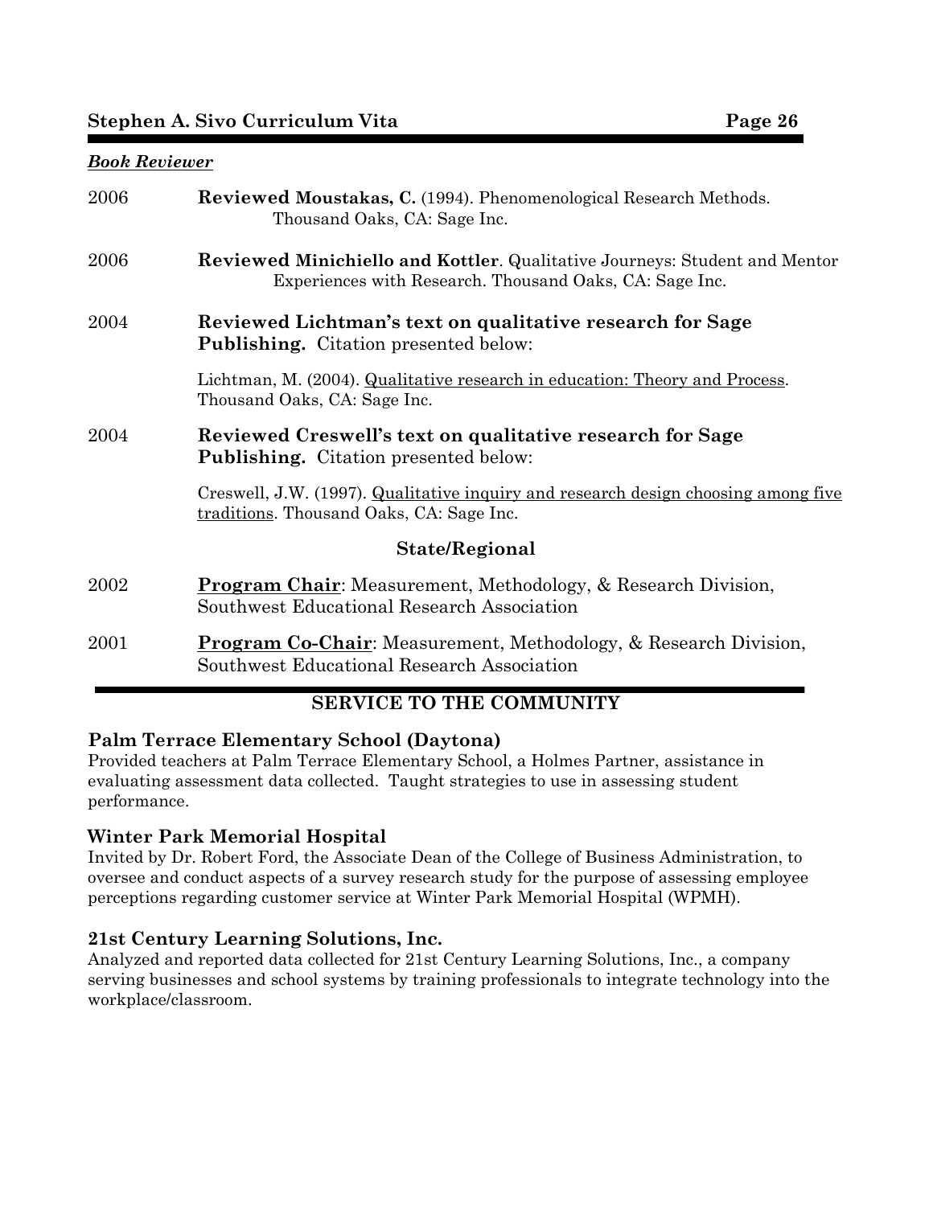***Book Reviewer***

2006 **Reviewed Moustakas, C.** (1994). Phenomenological Research Methods. Thousand Oaks, CA: Sage Inc.

2006 **Reviewed Minichiello and Kottler**. Qualitative Journeys: Student and Mentor Experiences with Research. Thousand Oaks, CA: Sage Inc.

2004 **Reviewed Lichtman's text on qualitative research for Sage Publishing.** Citation presented below:

Lichtman, M. (2004). Qualitative research in education: Theory and Process. Thousand Oaks, CA: Sage Inc.

2004 **Reviewed Creswell's text on qualitative research for Sage Publishing.** Citation presented below:

Creswell, J.W. (1997). Qualitative inquiry and research design choosing among five traditions. Thousand Oaks, CA: Sage Inc.

### State/Regional

2002 **Program Chair**: Measurement, Methodology, & Research Division, Southwest Educational Research Association

2001 **Program Co-Chair**: Measurement, Methodology, & Research Division, Southwest Educational Research Association

## SERVICE TO THE COMMUNITY

### Palm Terrace Elementary School (Daytona)

Provided teachers at Palm Terrace Elementary School, a Holmes Partner, assistance in evaluating assessment data collected. Taught strategies to use in assessing student performance.

### Winter Park Memorial Hospital

Invited by Dr. Robert Ford, the Associate Dean of the College of Business Administration, to oversee and conduct aspects of a survey research study for the purpose of assessing employee perceptions regarding customer service at Winter Park Memorial Hospital (WPMH).

### 21st Century Learning Solutions, Inc.

Analyzed and reported data collected for 21st Century Learning Solutions, Inc., a company serving businesses and school systems by training professionals to integrate technology into the workplace/classroom.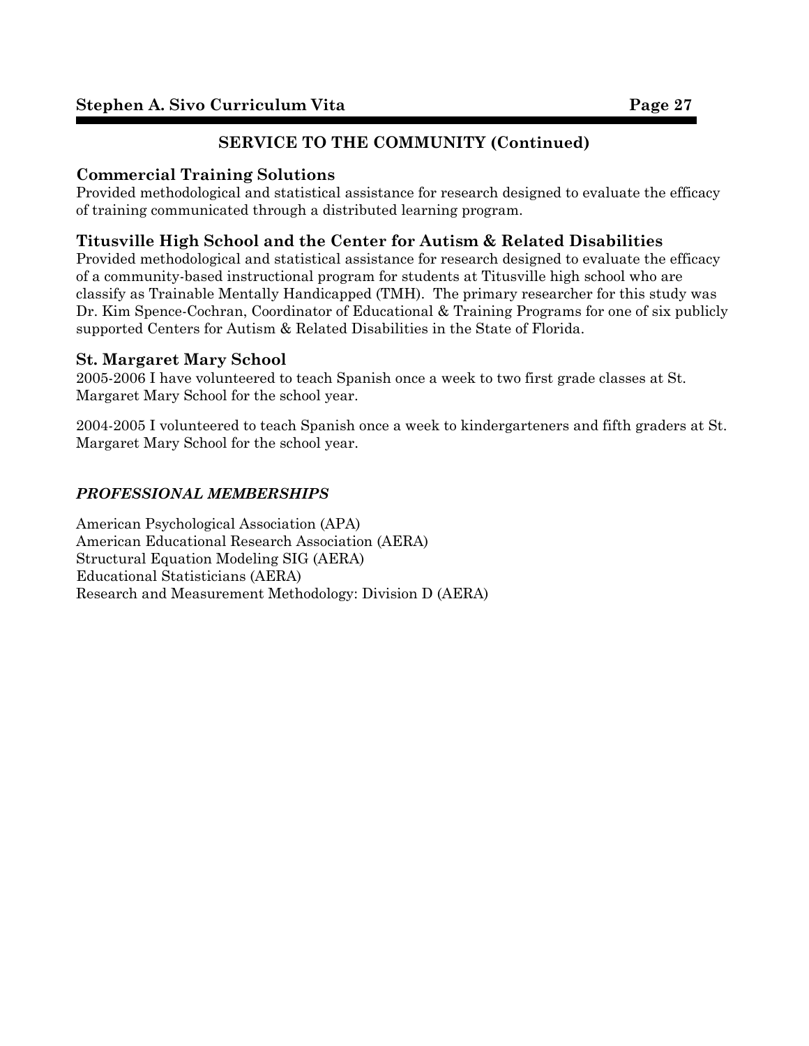## SERVICE TO THE COMMUNITY (Continued)

### Commercial Training Solutions

Provided methodological and statistical assistance for research designed to evaluate the efficacy of training communicated through a distributed learning program.

### Titusville High School and the Center for Autism & Related Disabilities

Provided methodological and statistical assistance for research designed to evaluate the efficacy of a community-based instructional program for students at Titusville high school who are classify as Trainable Mentally Handicapped (TMH). The primary researcher for this study was Dr. Kim Spence-Cochran, Coordinator of Educational & Training Programs for one of six publicly supported Centers for Autism & Related Disabilities in the State of Florida.

### St. Margaret Mary School

2005-2006 I have volunteered to teach Spanish once a week to two first grade classes at St. Margaret Mary School for the school year.

2004-2005 I volunteered to teach Spanish once a week to kindergarteners and fifth graders at St. Margaret Mary School for the school year.

## *PROFESSIONAL MEMBERSHIPS*

American Psychological Association (APA)
American Educational Research Association (AERA)
Structural Equation Modeling SIG (AERA)
Educational Statisticians (AERA)
Research and Measurement Methodology: Division D (AERA)